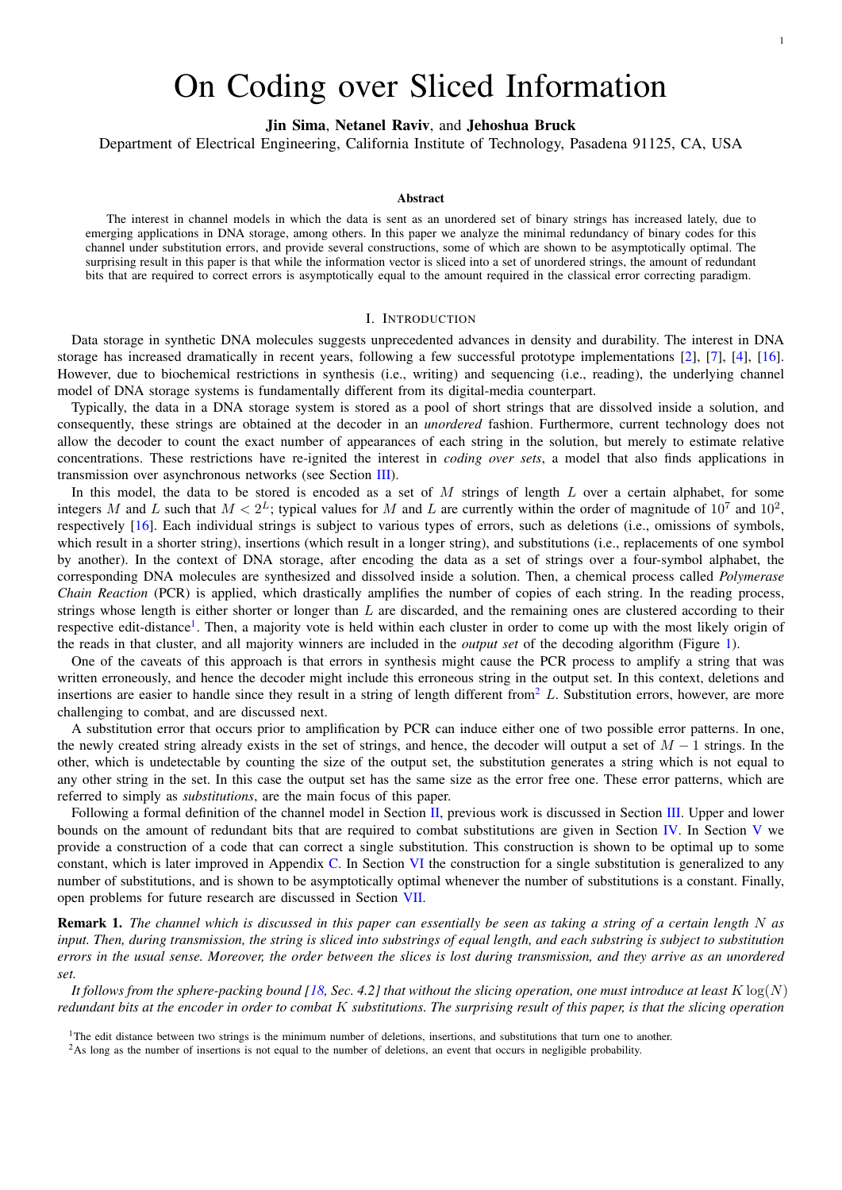# On Coding over Sliced Information

**Jin Sima**, **Netanel Raviv**, and **Jehoshua Bruck**

Department of Electrical Engineering, California Institute of Technology, Pasadena 91125, CA, USA

### Abstract

The interest in channel models in which the data is sent as an unordered set of binary strings has increased lately, due to emerging applications in DNA storage, among others. In this paper we analyze the minimal redundancy of binary codes for this channel under substitution errors, and provide several constructions, some of which are shown to be asymptotically optimal. The surprising result in this paper is that while the information vector is sliced into a set of unordered strings, the amount of redundant bits that are required to correct errors is asymptotically equal to the amount required in the classical error correcting paradigm.

## I. Introduction

Data storage in synthetic DNA molecules suggests unprecedented advances in density and durability. The interest in DNA storage has increased dramatically in recent years, following a few successful prototype implementations [2], [7], [4], [16]. However, due to biochemical restrictions in synthesis (i.e., writing) and sequencing (i.e., reading), the underlying channel model of DNA storage systems is fundamentally different from its digital-media counterpart.

Typically, the data in a DNA storage system is stored as a pool of short strings that are dissolved inside a solution, and consequently, these strings are obtained at the decoder in an *unordered* fashion. Furthermore, current technology does not allow the decoder to count the exact number of appearances of each string in the solution, but merely to estimate relative concentrations. These restrictions have re-ignited the interest in *coding over sets*, a model that also finds applications in transmission over asynchronous networks (see Section III).

In this model, the data to be stored is encoded as a set of $M$ strings of length $L$ over a certain alphabet, for some integers $M$ and $L$ such that $M < 2^L$; typical values for $M$ and $L$ are currently within the order of magnitude of $10^7$ and $10^2$, respectively [16]. Each individual strings is subject to various types of errors, such as deletions (i.e., omissions of symbols, which result in a shorter string), insertions (which result in a longer string), and substitutions (i.e., replacements of one symbol by another). In the context of DNA storage, after encoding the data as a set of strings over a four-symbol alphabet, the corresponding DNA molecules are synthesized and dissolved inside a solution. Then, a chemical process called *Polymerase Chain Reaction* (PCR) is applied, which drastically amplifies the number of copies of each string. In the reading process, strings whose length is either shorter or longer than $L$ are discarded, and the remaining ones are clustered according to their respective edit-distance[1]. Then, a majority vote is held within each cluster in order to come up with the most likely origin of the reads in that cluster, and all majority winners are included in the *output set* of the decoding algorithm (Figure 1).

One of the caveats of this approach is that errors in synthesis might cause the PCR process to amplify a string that was written erroneously, and hence the decoder might include this erroneous string in the output set. In this context, deletions and insertions are easier to handle since they result in a string of length different from[2] $L$. Substitution errors, however, are more challenging to combat, and are discussed next.

A substitution error that occurs prior to amplification by PCR can induce either one of two possible error patterns. In one, the newly created string already exists in the set of strings, and hence, the decoder will output a set of $M-1$ strings. In the other, which is undetectable by counting the size of the output set, the substitution generates a string which is not equal to any other string in the set. In this case the output set has the same size as the error free one. These error patterns, which are referred to simply as *substitutions*, are the main focus of this paper.

Following a formal definition of the channel model in Section II, previous work is discussed in Section III. Upper and lower bounds on the amount of redundant bits that are required to combat substitutions are given in Section IV. In Section V we provide a construction of a code that can correct a single substitution. This construction is shown to be optimal up to some constant, which is later improved in Appendix C. In Section VI the construction for a single substitution is generalized to any number of substitutions, and is shown to be asymptotically optimal whenever the number of substitutions is a constant. Finally, open problems for future research are discussed in Section VII.

**Remark 1.** *The channel which is discussed in this paper can essentially be seen as taking a string of a certain length $N$ as input. Then, during transmission, the string is sliced into substrings of equal length, and each substring is subject to substitution errors in the usual sense. Moreover, the order between the slices is lost during transmission, and they arrive as an unordered set.*

*It follows from the sphere-packing bound [18, Sec. 4.2] that without the slicing operation, one must introduce at least $K\log(N)$ redundant bits at the encoder in order to combat $K$ substitutions. The surprising result of this paper, is that the slicing operation*

[1] The edit distance between two strings is the minimum number of deletions, insertions, and substitutions that turn one to another.

[2] As long as the number of insertions is not equal to the number of deletions, an event that occurs in negligible probability.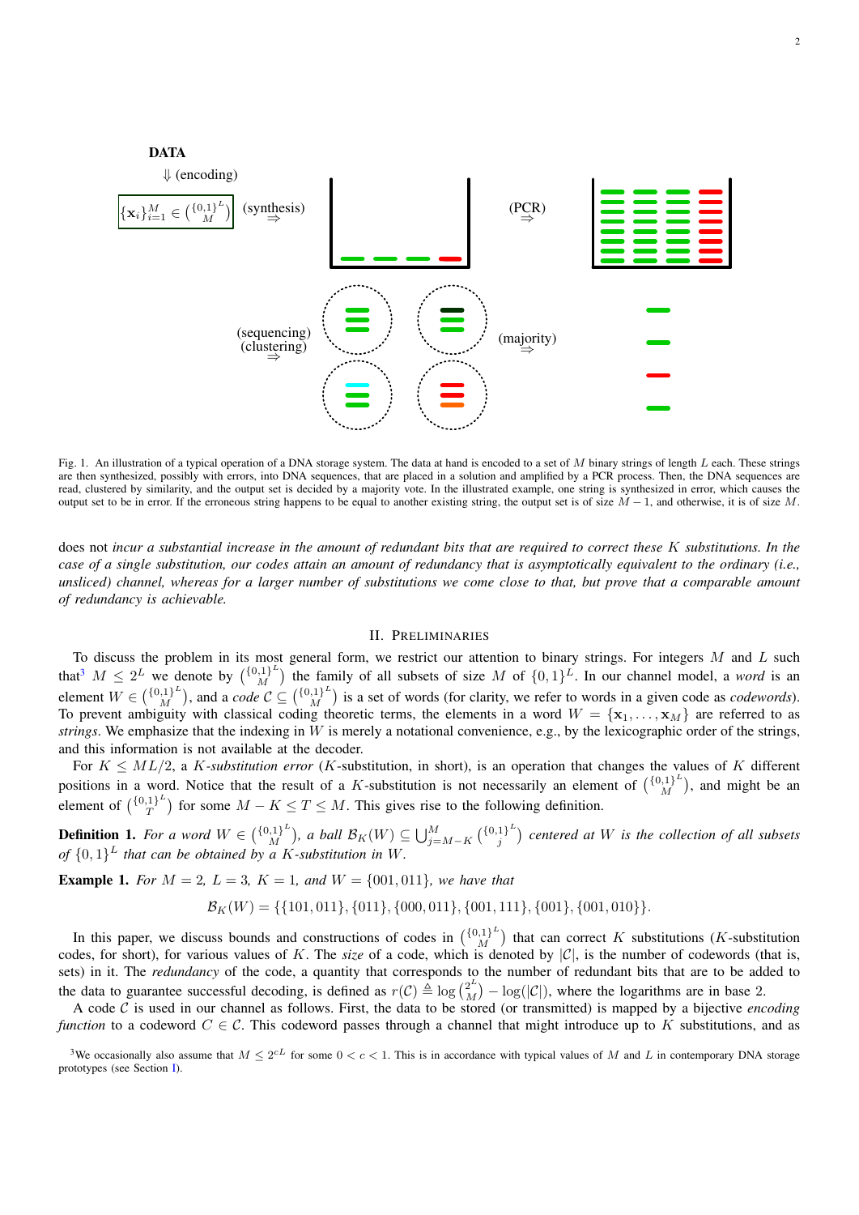DATA

⇓ (encoding)

$\{\mathbf{x}_i\}_{i=1}^{M} \in \binom{\{0,1\}^L}{M}$ (synthesis) ⇒ (PCR) ⇒

(sequencing) (clustering) ⇒ (majority) ⇒

Fig. 1. An illustration of a typical operation of a DNA storage system. The data at hand is encoded to a set of $M$ binary strings of length $L$ each. These strings are then synthesized, possibly with errors, into DNA sequences, that are placed in a solution and amplified by a PCR process. Then, the DNA sequences are read, clustered by similarity, and the output set is decided by a majority vote. In the illustrated example, one string is synthesized in error, which causes the output set to be in error. If the erroneous string happens to be equal to another existing string, the output set is of size $M-1$, and otherwise, it is of size $M$.

does not *incur a substantial increase in the amount of redundant bits that are required to correct these $K$ substitutions. In the case of a single substitution, our codes attain an amount of redundancy that is asymptotically equivalent to the ordinary (i.e., unsliced) channel, whereas for a larger number of substitutions we come close to that, but prove that a comparable amount of redundancy is achievable.*

## II. Preliminaries

To discuss the problem in its most general form, we restrict our attention to binary strings. For integers $M$ and $L$ such that[3] $M \le 2^L$ we denote by $\binom{\{0,1\}^L}{M}$ the family of all subsets of size $M$ of $\{0,1\}^L$. In our channel model, a *word* is an element $W \in \binom{\{0,1\}^L}{M}$, and a *code* $\mathcal{C} \subseteq \binom{\{0,1\}^L}{M}$ is a set of words (for clarity, we refer to words in a given code as *codewords*). To prevent ambiguity with classical coding theoretic terms, the elements in a word $W = \{\mathbf{x}_1, \ldots, \mathbf{x}_M\}$ are referred to as *strings*. We emphasize that the indexing in $W$ is merely a notational convenience, e.g., by the lexicographic order of the strings, and this information is not available at the decoder.

For $K \le ML/2$, a *$K$-substitution error* ($K$-substitution, in short), is an operation that changes the values of $K$ different positions in a word. Notice that the result of a $K$-substitution is not necessarily an element of $\binom{\{0,1\}^L}{M}$, and might be an element of $\binom{\{0,1\}^L}{T}$ for some $M-K \le T \le M$. This gives rise to the following definition.

**Definition 1.** *For a word $W \in \binom{\{0,1\}^L}{M}$, a ball $\mathcal{B}_K(W) \subseteq \bigcup_{j=M-K}^{M} \binom{\{0,1\}^L}{j}$ centered at $W$ is the collection of all subsets of $\{0,1\}^L$ that can be obtained by a $K$-substitution in $W$.*

**Example 1.** *For $M=2$, $L=3$, $K=1$, and $W = \{001, 011\}$, we have that*

$$\mathcal{B}_K(W) = \{\{101, 011\}, \{011\}, \{000, 011\}, \{001, 111\}, \{001\}, \{001, 010\}\}.$$

In this paper, we discuss bounds and constructions of codes in $\binom{\{0,1\}^L}{M}$ that can correct $K$ substitutions ($K$-substitution codes, for short), for various values of $K$. The *size* of a code, which is denoted by $|\mathcal{C}|$, is the number of codewords (that is, sets) in it. The *redundancy* of the code, a quantity that corresponds to the number of redundant bits that are to be added to the data to guarantee successful decoding, is defined as $r(\mathcal{C}) \triangleq \log \binom{2^L}{M} - \log(|\mathcal{C}|)$, where the logarithms are in base 2.

A code $\mathcal{C}$ is used in our channel as follows. First, the data to be stored (or transmitted) is mapped by a bijective *encoding function* to a codeword $C \in \mathcal{C}$. This codeword passes through a channel that might introduce up to $K$ substitutions, and as

[3] We occasionally also assume that $M \le 2^{cL}$ for some $0 < c < 1$. This is in accordance with typical values of $M$ and $L$ in contemporary DNA storage prototypes (see Section I).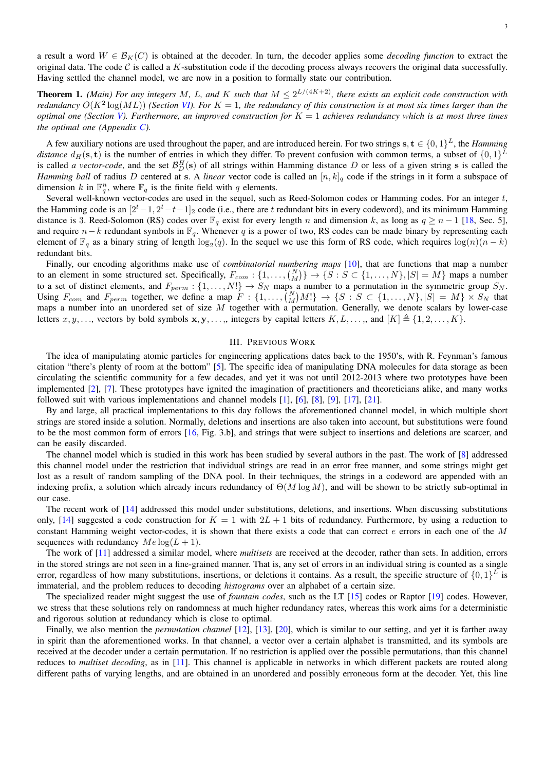a result a word $W \in \mathcal{B}_K(C)$ is obtained at the decoder. In turn, the decoder applies some *decoding function* to extract the original data. The code $\mathcal{C}$ is called a $K$-substitution code if the decoding process always recovers the original data successfully. Having settled the channel model, we are now in a position to formally state our contribution.

**Theorem 1.** *(Main) For any integers $M$, $L$, and $K$ such that $M \leq 2^{L/(4K+2)}$, there exists an explicit code construction with redundancy $O(K^2 \log(ML))$ (Section VI). For $K = 1$, the redundancy of this construction is at most six times larger than the optimal one (Section V). Furthermore, an improved construction for $K = 1$ achieves redundancy which is at most three times the optimal one (Appendix C).*

A few auxiliary notions are used throughout the paper, and are introduced herein. For two strings $\mathbf{s}, \mathbf{t} \in \{0,1\}^L$, the *Hamming distance* $d_H(\mathbf{s}, \mathbf{t})$ is the number of entries in which they differ. To prevent confusion with common terms, a subset of $\{0,1\}^L$ is called *a vector-code*, and the set $\mathcal{B}_D^H(\mathbf{s})$ of all strings within Hamming distance $D$ or less of a given string $\mathbf{s}$ is called the *Hamming ball* of radius $D$ centered at $\mathbf{s}$. A *linear* vector code is called an $[n,k]_q$ code if the strings in it form a subspace of dimension $k$ in $\mathbb{F}_q^n$, where $\mathbb{F}_q$ is the finite field with $q$ elements.

Several well-known vector-codes are used in the sequel, such as Reed-Solomon codes or Hamming codes. For an integer $t$, the Hamming code is an $[2^t-1, 2^t-t-1]_2$ code (i.e., there are $t$ redundant bits in every codeword), and its minimum Hamming distance is 3. Reed-Solomon (RS) codes over $\mathbb{F}_q$ exist for every length $n$ and dimension $k$, as long as $q \geq n-1$ [18, Sec. 5], and require $n-k$ redundant symbols in $\mathbb{F}_q$. Whenever $q$ is a power of two, RS codes can be made binary by representing each element of $\mathbb{F}_q$ as a binary string of length $\log_2(q)$. In the sequel we use this form of RS code, which requires $\log(n)(n-k)$ redundant bits.

Finally, our encoding algorithms make use of *combinatorial numbering maps* [10], that are functions that map a number to an element in some structured set. Specifically, $F_{com} : \{1, \ldots, \binom{N}{M}\} \to \{S : S \subset \{1, \ldots, N\}, |S| = M\}$ maps a number to a set of distinct elements, and $F_{perm} : \{1, \ldots, N!\} \to S_N$ maps a number to a permutation in the symmetric group $S_N$. Using $F_{com}$ and $F_{perm}$ together, we define a map $F : \{1, \ldots, \binom{N}{M} M!\} \to \{S : S \subset \{1, \ldots, N\}, |S| = M\} \times S_N$ that maps a number into an unordered set of size $M$ together with a permutation. Generally, we denote scalars by lower-case letters $x, y, \ldots$, vectors by bold symbols $\mathbf{x}, \mathbf{y}, \ldots$,, integers by capital letters $K, L, \ldots$,, and $[K] \triangleq \{1, 2, \ldots, K\}$.

## III. Previous Work

The idea of manipulating atomic particles for engineering applications dates back to the 1950's, with R. Feynman's famous citation "there's plenty of room at the bottom" [5]. The specific idea of manipulating DNA molecules for data storage as been circulating the scientific community for a few decades, and yet it was not until 2012-2013 where two prototypes have been implemented [2], [7]. These prototypes have ignited the imagination of practitioners and theoreticians alike, and many works followed suit with various implementations and channel models [1], [6], [8], [9], [17], [21].

By and large, all practical implementations to this day follows the aforementioned channel model, in which multiple short strings are stored inside a solution. Normally, deletions and insertions are also taken into account, but substitutions were found to be the most common form of errors [16, Fig. 3.b], and strings that were subject to insertions and deletions are scarcer, and can be easily discarded.

The channel model which is studied in this work has been studied by several authors in the past. The work of [8] addressed this channel model under the restriction that individual strings are read in an error free manner, and some strings might get lost as a result of random sampling of the DNA pool. In their techniques, the strings in a codeword are appended with an indexing prefix, a solution which already incurs redundancy of $\Theta(M \log M)$, and will be shown to be strictly sub-optimal in our case.

The recent work of [14] addressed this model under substitutions, deletions, and insertions. When discussing substitutions only, [14] suggested a code construction for $K = 1$ with $2L + 1$ bits of redundancy. Furthermore, by using a reduction to constant Hamming weight vector-codes, it is shown that there exists a code that can correct $e$ errors in each one of the $M$ sequences with redundancy $Me \log(L + 1)$.

The work of [11] addressed a similar model, where *multisets* are received at the decoder, rather than sets. In addition, errors in the stored strings are not seen in a fine-grained manner. That is, any set of errors in an individual string is counted as a single error, regardless of how many substitutions, insertions, or deletions it contains. As a result, the specific structure of $\{0,1\}^L$ is immaterial, and the problem reduces to decoding *histograms* over an alphabet of a certain size.

The specialized reader might suggest the use of *fountain codes*, such as the LT [15] codes or Raptor [19] codes. However, we stress that these solutions rely on randomness at much higher redundancy rates, whereas this work aims for a deterministic and rigorous solution at redundancy which is close to optimal.

Finally, we also mention the *permutation channel* [12], [13], [20], which is similar to our setting, and yet it is farther away in spirit than the aforementioned works. In that channel, a vector over a certain alphabet is transmitted, and its symbols are received at the decoder under a certain permutation. If no restriction is applied over the possible permutations, than this channel reduces to *multiset decoding*, as in [11]. This channel is applicable in networks in which different packets are routed along different paths of varying lengths, and are obtained in an unordered and possibly erroneous form at the decoder. Yet, this line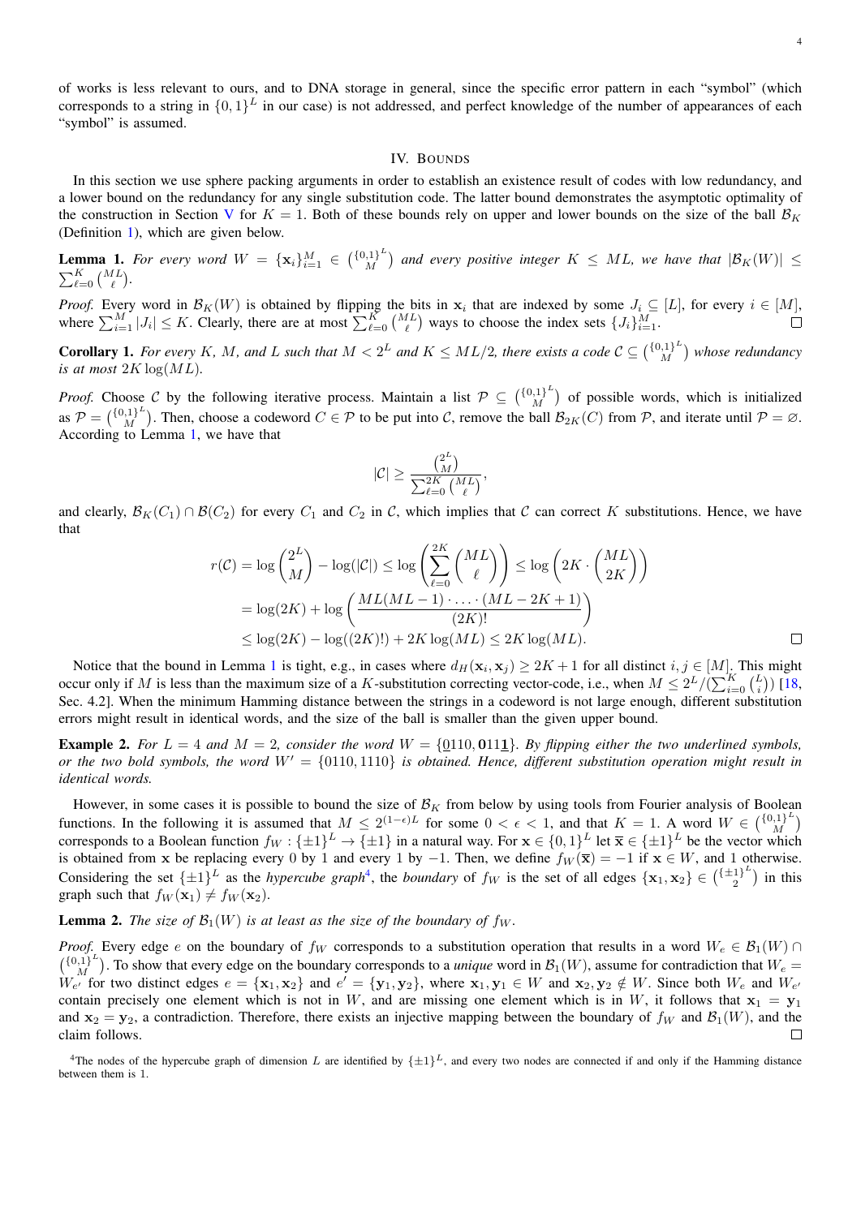of works is less relevant to ours, and to DNA storage in general, since the specific error pattern in each "symbol" (which corresponds to a string in $\{0,1\}^L$ in our case) is not addressed, and perfect knowledge of the number of appearances of each "symbol" is assumed.

## IV. Bounds

In this section we use sphere packing arguments in order to establish an existence result of codes with low redundancy, and a lower bound on the redundancy for any single substitution code. The latter bound demonstrates the asymptotic optimality of the construction in Section V for $K = 1$. Both of these bounds rely on upper and lower bounds on the size of the ball $\mathcal{B}_K$ (Definition 1), which are given below.

**Lemma 1.** *For every word $W = \{\mathbf{x}_i\}_{i=1}^M \in \binom{\{0,1\}^L}{M}$ and every positive integer $K \leq ML$, we have that $|\mathcal{B}_K(W)| \leq \sum_{\ell=0}^{K} \binom{ML}{\ell}$.*

*Proof.* Every word in $\mathcal{B}_K(W)$ is obtained by flipping the bits in $\mathbf{x}_i$ that are indexed by some $J_i \subseteq [L]$, for every $i \in [M]$, where $\sum_{i=1}^M |J_i| \leq K$. Clearly, there are at most $\sum_{\ell=0}^{K} \binom{ML}{\ell}$ ways to choose the index sets $\{J_i\}_{i=1}^M$. □

**Corollary 1.** *For every $K$, $M$, and $L$ such that $M < 2^L$ and $K \leq ML/2$, there exists a code $\mathcal{C} \subseteq \binom{\{0,1\}^L}{M}$ whose redundancy is at most $2K \log(ML)$.*

*Proof.* Choose $\mathcal{C}$ by the following iterative process. Maintain a list $\mathcal{P} \subseteq \binom{\{0,1\}^L}{M}$ of possible words, which is initialized as $\mathcal{P} = \binom{\{0,1\}^L}{M}$. Then, choose a codeword $C \in \mathcal{P}$ to be put into $\mathcal{C}$, remove the ball $\mathcal{B}_{2K}(C)$ from $\mathcal{P}$, and iterate until $\mathcal{P} = \varnothing$. According to Lemma 1, we have that

$$|\mathcal{C}| \geq \frac{\binom{2^L}{M}}{\sum_{\ell=0}^{2K} \binom{ML}{\ell}},$$

and clearly, $\mathcal{B}_K(C_1) \cap \mathcal{B}(C_2)$ for every $C_1$ and $C_2$ in $\mathcal{C}$, which implies that $\mathcal{C}$ can correct $K$ substitutions. Hence, we have that

$$\begin{aligned}
r(\mathcal{C}) = \log \binom{2^L}{M} - \log(|\mathcal{C}|) &\leq \log \left( \sum_{\ell=0}^{2K} \binom{ML}{\ell} \right) \leq \log \left( 2K \cdot \binom{ML}{2K} \right) \\
&= \log(2K) + \log \left( \frac{ML(ML-1) \cdot \ldots \cdot (ML - 2K + 1)}{(2K)!} \right) \\
&\leq \log(2K) - \log((2K)!) + 2K \log(ML) \leq 2K \log(ML).
\end{aligned}$$

□

Notice that the bound in Lemma 1 is tight, e.g., in cases where $d_H(\mathbf{x}_i, \mathbf{x}_j) \geq 2K + 1$ for all distinct $i, j \in [M]$. This might occur only if $M$ is less than the maximum size of a $K$-substitution correcting vector-code, i.e., when $M \leq 2^L / (\sum_{i=0}^{K} \binom{L}{i})$ [18, Sec. 4.2]. When the minimum Hamming distance between the strings in a codeword is not large enough, different substitution errors might result in identical words, and the size of the ball is smaller than the given upper bound.

**Example 2.** *For $L = 4$ and $M = 2$, consider the word $W = \{\underline{0}110, \mathbf{011}\underline{\mathbf{1}}\}$. By flipping either the two underlined symbols, or the two bold symbols, the word $W' = \{0110, 1110\}$ is obtained. Hence, different substitution operation might result in identical words.*

However, in some cases it is possible to bound the size of $\mathcal{B}_K$ from below by using tools from Fourier analysis of Boolean functions. In the following it is assumed that $M \leq 2^{(1-\epsilon)L}$ for some $0 < \epsilon < 1$, and that $K = 1$. A word $W \in \binom{\{0,1\}^L}{M}$ corresponds to a Boolean function $f_W : \{\pm 1\}^L \to \{\pm 1\}$ in a natural way. For $\mathbf{x} \in \{0,1\}^L$ let $\overline{\mathbf{x}} \in \{\pm 1\}^L$ be the vector which is obtained from $\mathbf{x}$ be replacing every 0 by 1 and every 1 by $-1$. Then, we define $f_W(\overline{\mathbf{x}}) = -1$ if $\mathbf{x} \in W$, and 1 otherwise. Considering the set $\{\pm 1\}^L$ as the *hypercube graph*[4], the *boundary* of $f_W$ is the set of all edges $\{\mathbf{x}_1, \mathbf{x}_2\} \in \binom{\{\pm 1\}^L}{2}$ in this graph such that $f_W(\mathbf{x}_1) \neq f_W(\mathbf{x}_2)$.

**Lemma 2.** *The size of $\mathcal{B}_1(W)$ is at least as the size of the boundary of $f_W$.*

*Proof.* Every edge $e$ on the boundary of $f_W$ corresponds to a substitution operation that results in a word $W_e \in \mathcal{B}_1(W) \cap \binom{\{0,1\}^L}{M}$. To show that every edge on the boundary corresponds to a *unique* word in $\mathcal{B}_1(W)$, assume for contradiction that $W_e = W_{e'}$ for two distinct edges $e = \{\mathbf{x}_1, \mathbf{x}_2\}$ and $e' = \{\mathbf{y}_1, \mathbf{y}_2\}$, where $\mathbf{x}_1, \mathbf{y}_1 \in W$ and $\mathbf{x}_2, \mathbf{y}_2 \notin W$. Since both $W_e$ and $W_{e'}$ contain precisely one element which is not in $W$, and are missing one element which is in $W$, it follows that $\mathbf{x}_1 = \mathbf{y}_1$ and $\mathbf{x}_2 = \mathbf{y}_2$, a contradiction. Therefore, there exists an injective mapping between the boundary of $f_W$ and $\mathcal{B}_1(W)$, and the claim follows. □

[4] The nodes of the hypercube graph of dimension $L$ are identified by $\{\pm 1\}^L$, and every two nodes are connected if and only if the Hamming distance between them is 1.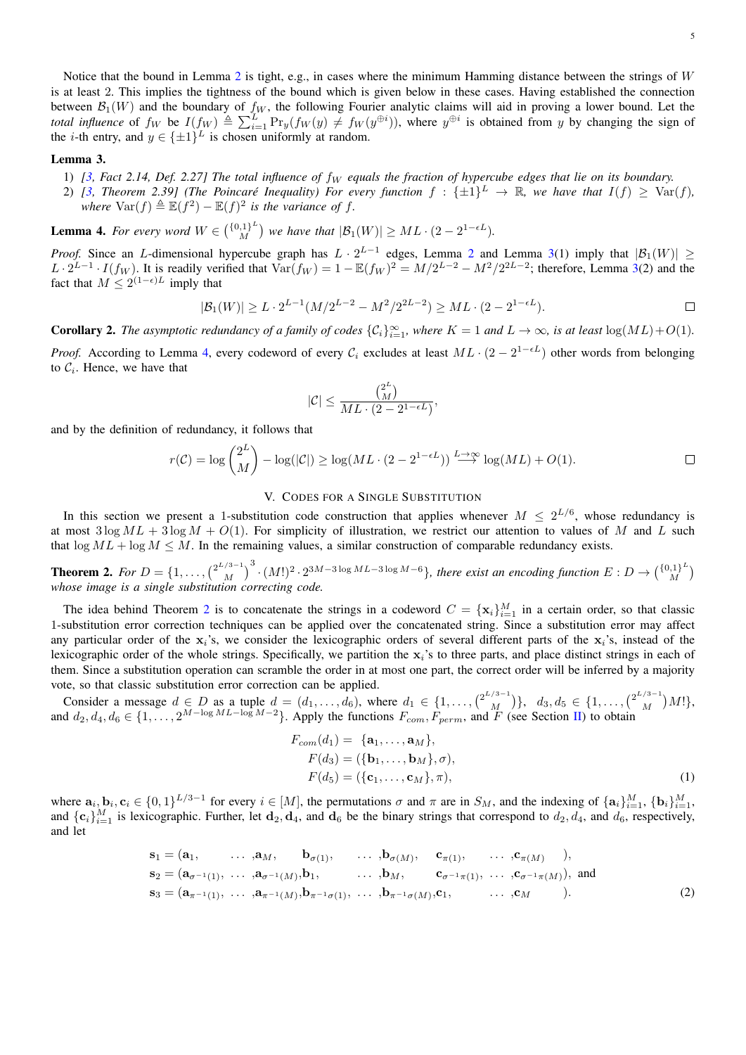Notice that the bound in Lemma 2 is tight, e.g., in cases where the minimum Hamming distance between the strings of $W$ is at least 2. This implies the tightness of the bound which is given below in these cases. Having established the connection between $\mathcal{B}_1(W)$ and the boundary of $f_W$, the following Fourier analytic claims will aid in proving a lower bound. Let the *total influence* of $f_W$ be $I(f_W) \triangleq \sum_{i=1}^{L} \Pr_y(f_W(y) \neq f_W(y^{\oplus i}))$, where $y^{\oplus i}$ is obtained from $y$ by changing the sign of the $i$-th entry, and $y \in \{\pm 1\}^L$ is chosen uniformly at random.

**Lemma 3.**

1) *[3, Fact 2.14, Def. 2.27] The total influence of $f_W$ equals the fraction of hypercube edges that lie on its boundary.*
2) *[3, Theorem 2.39] (The Poincaré Inequality) For every function $f : \{\pm 1\}^L \to \mathbb{R}$, we have that $I(f) \geq \operatorname{Var}(f)$, where $\operatorname{Var}(f) \triangleq \mathbb{E}(f^2) - \mathbb{E}(f)^2$ is the variance of $f$.*

**Lemma 4.** *For every word $W \in \binom{\{0,1\}^L}{M}$ we have that $|\mathcal{B}_1(W)| \geq ML \cdot (2 - 2^{1-\epsilon L})$.*

*Proof.* Since an $L$-dimensional hypercube graph has $L \cdot 2^{L-1}$ edges, Lemma 2 and Lemma 3(1) imply that $|\mathcal{B}_1(W)| \geq L \cdot 2^{L-1} \cdot I(f_W)$. It is readily verified that $\operatorname{Var}(f_W) = 1 - \mathbb{E}(f_W)^2 = M/2^{L-2} - M^2/2^{2L-2}$; therefore, Lemma 3(2) and the fact that $M \leq 2^{(1-\epsilon)L}$ imply that

$$|\mathcal{B}_1(W)| \geq L \cdot 2^{L-1}(M/2^{L-2} - M^2/2^{2L-2}) \geq ML \cdot (2 - 2^{1-\epsilon L}). \qquad \square$$

**Corollary 2.** *The asymptotic redundancy of a family of codes $\{\mathcal{C}_i\}_{i=1}^{\infty}$, where $K = 1$ and $L \to \infty$, is at least $\log(ML) + O(1)$.*

*Proof.* According to Lemma 4, every codeword of every $\mathcal{C}_i$ excludes at least $ML \cdot (2 - 2^{1-\epsilon L})$ other words from belonging to $\mathcal{C}_i$. Hence, we have that

$$|\mathcal{C}| \leq \frac{\binom{2^L}{M}}{ML \cdot (2 - 2^{1-\epsilon L})},$$

and by the definition of redundancy, it follows that

$$r(\mathcal{C}) = \log \binom{2^L}{M} - \log(|\mathcal{C}|) \geq \log(ML \cdot (2 - 2^{1-\epsilon L})) \overset{L \to \infty}{\longrightarrow} \log(ML) + O(1). \qquad \square$$

## V. Codes for a Single Substitution

In this section we present a 1-substitution code construction that applies whenever $M \leq 2^{L/6}$, whose redundancy is at most $3 \log ML + 3 \log M + O(1)$. For simplicity of illustration, we restrict our attention to values of $M$ and $L$ such that $\log ML + \log M \leq M$. In the remaining values, a similar construction of comparable redundancy exists.

**Theorem 2.** *For $D = \{1, \ldots, \binom{2^{L/3-1}}{M}^3 \cdot (M!)^2 \cdot 2^{3M - 3\log ML - 3\log M - 6}\}$, there exist an encoding function $E : D \to \binom{\{0,1\}^L}{M}$ whose image is a single substitution correcting code.*

The idea behind Theorem 2 is to concatenate the strings in a codeword $C = \{\mathbf{x}_i\}_{i=1}^{M}$ in a certain order, so that classic 1-substitution error correction techniques can be applied over the concatenated string. Since a substitution error may affect any particular order of the $\mathbf{x}_i$'s, we consider the lexicographic orders of several different parts of the $\mathbf{x}_i$'s, instead of the lexicographic order of the whole strings. Specifically, we partition the $\mathbf{x}_i$'s to three parts, and place distinct strings in each of them. Since a substitution operation can scramble the order in at most one part, the correct order will be inferred by a majority vote, so that classic substitution error correction can be applied.

Consider a message $d \in D$ as a tuple $d = (d_1, \ldots, d_6)$, where $d_1 \in \{1, \ldots, \binom{2^{L/3-1}}{M}\}$, $d_3, d_5 \in \{1, \ldots, \binom{2^{L/3-1}}{M} M!\}$, and $d_2, d_4, d_6 \in \{1, \ldots, 2^{M - \log ML - \log M - 2}\}$. Apply the functions $F_{com}, F_{perm}$, and $F$ (see Section II) to obtain

$$\begin{aligned} F_{com}(d_1) &= \{\mathbf{a}_1, \ldots, \mathbf{a}_M\}, \\ F(d_3) &= (\{\mathbf{b}_1, \ldots, \mathbf{b}_M\}, \sigma), \\ F(d_5) &= (\{\mathbf{c}_1, \ldots, \mathbf{c}_M\}, \pi), \end{aligned} \tag{1}$$

where $\mathbf{a}_i, \mathbf{b}_i, \mathbf{c}_i \in \{0,1\}^{L/3-1}$ for every $i \in [M]$, the permutations $\sigma$ and $\pi$ are in $S_M$, and the indexing of $\{\mathbf{a}_i\}_{i=1}^{M}$, $\{\mathbf{b}_i\}_{i=1}^{M}$, and $\{\mathbf{c}_i\}_{i=1}^{M}$ is lexicographic. Further, let $\mathbf{d}_2, \mathbf{d}_4$, and $\mathbf{d}_6$ be the binary strings that correspond to $d_2, d_4$, and $d_6$, respectively, and let

$$\begin{aligned} \mathbf{s}_1 &= (\mathbf{a}_1, \ldots, \mathbf{a}_M, \mathbf{b}_{\sigma(1)}, \ldots, \mathbf{b}_{\sigma(M)}, \mathbf{c}_{\pi(1)}, \ldots, \mathbf{c}_{\pi(M)}), \\ \mathbf{s}_2 &= (\mathbf{a}_{\sigma^{-1}(1)}, \ldots, \mathbf{a}_{\sigma^{-1}(M)}, \mathbf{b}_1, \ldots, \mathbf{b}_M, \mathbf{c}_{\sigma^{-1}\pi(1)}, \ldots, \mathbf{c}_{\sigma^{-1}\pi(M)}), \text{ and} \\ \mathbf{s}_3 &= (\mathbf{a}_{\pi^{-1}(1)}, \ldots, \mathbf{a}_{\pi^{-1}(M)}, \mathbf{b}_{\pi^{-1}\sigma(1)}, \ldots, \mathbf{b}_{\pi^{-1}\sigma(M)}, \mathbf{c}_1, \ldots, \mathbf{c}_M). \end{aligned} \tag{2}$$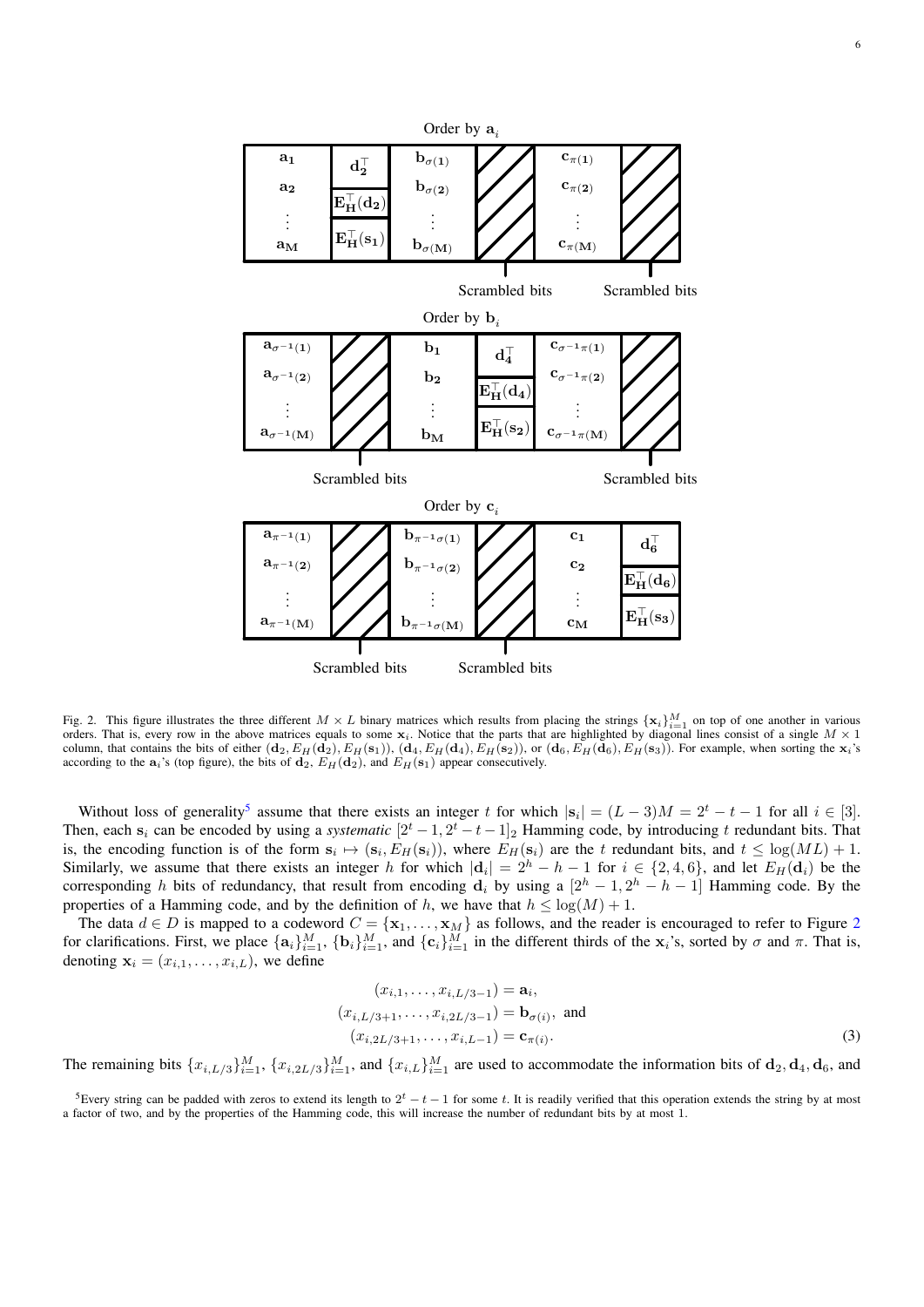Fig. 2. This figure illustrates the three different $M \times L$ binary matrices which results from placing the strings $\{\mathbf{x}_i\}_{i=1}^M$ on top of one another in various orders. That is, every row in the above matrices equals to some $\mathbf{x}_i$. Notice that the parts that are highlighted by diagonal lines consist of a single $M \times 1$ column, that contains the bits of either $(\mathbf{d}_2, E_H(\mathbf{d}_2), E_H(\mathbf{s}_1))$, $(\mathbf{d}_4, E_H(\mathbf{d}_4), E_H(\mathbf{s}_2))$, or $(\mathbf{d}_6, E_H(\mathbf{d}_6), E_H(\mathbf{s}_3))$. For example, when sorting the $\mathbf{x}_i$'s according to the $\mathbf{a}_i$'s (top figure), the bits of $\mathbf{d}_2$, $E_H(\mathbf{d}_2)$, and $E_H(\mathbf{s}_1)$ appear consecutively.

Without loss of generality[5] assume that there exists an integer $t$ for which $|\mathbf{s}_i| = (L-3)M = 2^t - t - 1$ for all $i \in [3]$. Then, each $\mathbf{s}_i$ can be encoded by using a *systematic* $[2^t - 1, 2^t - t - 1]_2$ Hamming code, by introducing $t$ redundant bits. That is, the encoding function is of the form $\mathbf{s}_i \mapsto (\mathbf{s}_i, E_H(\mathbf{s}_i))$, where $E_H(\mathbf{s}_i)$ are the $t$ redundant bits, and $t \leq \log(ML) + 1$. Similarly, we assume that there exists an integer $h$ for which $|\mathbf{d}_i| = 2^h - h - 1$ for $i \in \{2, 4, 6\}$, and let $E_H(\mathbf{d}_i)$ be the corresponding $h$ bits of redundancy, that result from encoding $\mathbf{d}_i$ by using a $[2^h - 1, 2^h - h - 1]$ Hamming code. By the properties of a Hamming code, and by the definition of $h$, we have that $h \leq \log(M) + 1$.

The data $d \in D$ is mapped to a codeword $C = \{\mathbf{x}_1, \ldots, \mathbf{x}_M\}$ as follows, and the reader is encouraged to refer to Figure 2 for clarifications. First, we place $\{\mathbf{a}_i\}_{i=1}^M$, $\{\mathbf{b}_i\}_{i=1}^M$, and $\{\mathbf{c}_i\}_{i=1}^M$ in the different thirds of the $\mathbf{x}_i$'s, sorted by $\sigma$ and $\pi$. That is, denoting $\mathbf{x}_i = (x_{i,1}, \ldots, x_{i,L})$, we define

$$
\begin{aligned}
(x_{i,1}, \ldots, x_{i,L/3-1}) &= \mathbf{a}_i, \\
(x_{i,L/3+1}, \ldots, x_{i,2L/3-1}) &= \mathbf{b}_{\sigma(i)}, \text{ and} \\
(x_{i,2L/3+1}, \ldots, x_{i,L-1}) &= \mathbf{c}_{\pi(i)}.
\end{aligned} \tag{3}
$$

The remaining bits $\{x_{i,L/3}\}_{i=1}^M$, $\{x_{i,2L/3}\}_{i=1}^M$, and $\{x_{i,L}\}_{i=1}^M$ are used to accommodate the information bits of $\mathbf{d}_2, \mathbf{d}_4, \mathbf{d}_6$, and

[5] Every string can be padded with zeros to extend its length to $2^t - t - 1$ for some $t$. It is readily verified that this operation extends the string by at most a factor of two, and by the properties of the Hamming code, this will increase the number of redundant bits by at most 1.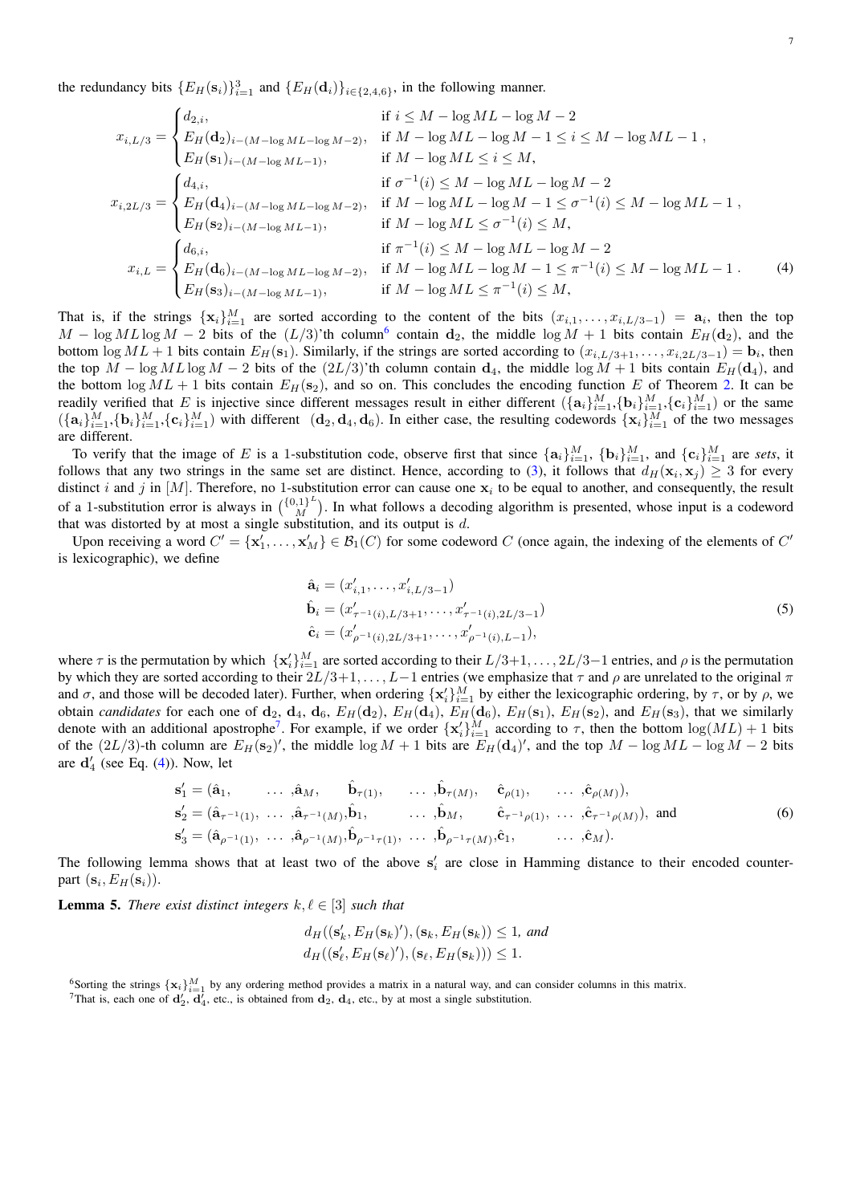the redundancy bits $\{E_H(\mathbf{s}_i)\}_{i=1}^3$ and $\{E_H(\mathbf{d}_i)\}_{i\in\{2,4,6\}}$, in the following manner.

$$
\begin{aligned}
x_{i,L/3} &= \begin{cases} d_{2,i}, & \text{if } i \le M - \log ML - \log M - 2 \\ E_H(\mathbf{d}_2)_{i-(M-\log ML - \log M - 2)}, & \text{if } M - \log ML - \log M - 1 \le i \le M - \log ML - 1 \\ E_H(\mathbf{s}_1)_{i-(M-\log ML-1)}, & \text{if } M - \log ML \le i \le M, \end{cases}, \\
x_{i,2L/3} &= \begin{cases} d_{4,i}, & \text{if } \sigma^{-1}(i) \le M - \log ML - \log M - 2 \\ E_H(\mathbf{d}_4)_{i-(M-\log ML - \log M - 2)}, & \text{if } M - \log ML - \log M - 1 \le \sigma^{-1}(i) \le M - \log ML - 1 \\ E_H(\mathbf{s}_2)_{i-(M-\log ML-1)}, & \text{if } M - \log ML \le \sigma^{-1}(i) \le M, \end{cases}, \\
x_{i,L} &= \begin{cases} d_{6,i}, & \text{if } \pi^{-1}(i) \le M - \log ML - \log M - 2 \\ E_H(\mathbf{d}_6)_{i-(M-\log ML - \log M - 2)}, & \text{if } M - \log ML - \log M - 1 \le \pi^{-1}(i) \le M - \log ML - 1 \\ E_H(\mathbf{s}_3)_{i-(M-\log ML-1)}, & \text{if } M - \log ML \le \pi^{-1}(i) \le M, \end{cases}.
\end{aligned} \tag{4}
$$

That is, if the strings $\{\mathbf{x}_i\}_{i=1}^M$ are sorted according to the content of the bits $(x_{i,1},\ldots,x_{i,L/3-1}) = \mathbf{a}_i$, then the top $M - \log ML \log M - 2$ bits of the $(L/3)$'th column[6] contain $\mathbf{d}_2$, the middle $\log M + 1$ bits contain $E_H(\mathbf{d}_2)$, and the bottom $\log ML + 1$ bits contain $E_H(\mathbf{s}_1)$. Similarly, if the strings are sorted according to $(x_{i,L/3+1},\ldots,x_{i,2L/3-1}) = \mathbf{b}_i$, then the top $M - \log ML \log M - 2$ bits of the $(2L/3)$'th column contain $\mathbf{d}_4$, the middle $\log M + 1$ bits contain $E_H(\mathbf{d}_4)$, and the bottom $\log ML + 1$ bits contain $E_H(\mathbf{s}_2)$, and so on. This concludes the encoding function $E$ of Theorem 2. It can be readily verified that $E$ is injective since different messages result in either different $(\{\mathbf{a}_i\}_{i=1}^M,\{\mathbf{b}_i\}_{i=1}^M,\{\mathbf{c}_i\}_{i=1}^M)$ or the same $(\{\mathbf{a}_i\}_{i=1}^M,\{\mathbf{b}_i\}_{i=1}^M,\{\mathbf{c}_i\}_{i=1}^M)$ with different $(\mathbf{d}_2,\mathbf{d}_4,\mathbf{d}_6)$. In either case, the resulting codewords $\{\mathbf{x}_i\}_{i=1}^M$ of the two messages are different.

To verify that the image of $E$ is a 1-substitution code, observe first that since $\{\mathbf{a}_i\}_{i=1}^M$, $\{\mathbf{b}_i\}_{i=1}^M$, and $\{\mathbf{c}_i\}_{i=1}^M$ are *sets*, it follows that any two strings in the same set are distinct. Hence, according to (3), it follows that $d_H(\mathbf{x}_i,\mathbf{x}_j) \ge 3$ for every distinct $i$ and $j$ in $[M]$. Therefore, no 1-substitution error can cause one $\mathbf{x}_i$ to be equal to another, and consequently, the result of a 1-substitution error is always in $\binom{\{0,1\}^L}{M}$. In what follows a decoding algorithm is presented, whose input is a codeword that was distorted by at most a single substitution, and its output is $d$.

Upon receiving a word $C' = \{\mathbf{x}'_1,\ldots,\mathbf{x}'_M\} \in \mathcal{B}_1(C)$ for some codeword $C$ (once again, the indexing of the elements of $C'$ is lexicographic), we define

$$
\begin{aligned}
\hat{\mathbf{a}}_i &= (x'_{i,1},\ldots,x'_{i,L/3-1}) \\
\hat{\mathbf{b}}_i &= (x'_{\tau^{-1}(i),L/3+1},\ldots,x'_{\tau^{-1}(i),2L/3-1}) \\
\hat{\mathbf{c}}_i &= (x'_{\rho^{-1}(i),2L/3+1},\ldots,x'_{\rho^{-1}(i),L-1}),
\end{aligned} \tag{5}
$$

where $\tau$ is the permutation by which $\{\mathbf{x}'_i\}_{i=1}^M$ are sorted according to their $L/3+1,\ldots,2L/3-1$ entries, and $\rho$ is the permutation by which they are sorted according to their $2L/3+1,\ldots,L-1$ entries (we emphasize that $\tau$ and $\rho$ are unrelated to the original $\pi$ and $\sigma$, and those will be decoded later). Further, when ordering $\{\mathbf{x}'_i\}_{i=1}^M$ by either the lexicographic ordering, by $\tau$, or by $\rho$, we obtain *candidates* for each one of $\mathbf{d}_2$, $\mathbf{d}_4$, $\mathbf{d}_6$, $E_H(\mathbf{d}_2)$, $E_H(\mathbf{d}_4)$, $E_H(\mathbf{d}_6)$, $E_H(\mathbf{s}_1)$, $E_H(\mathbf{s}_2)$, and $E_H(\mathbf{s}_3)$, that we similarly denote with an additional apostrophe[7]. For example, if we order $\{\mathbf{x}'_i\}_{i=1}^M$ according to $\tau$, then the bottom $\log(ML)+1$ bits of the $(2L/3)$-th column are $E_H(\mathbf{s}_2)'$, the middle $\log M + 1$ bits are $E_H(\mathbf{d}_4)'$, and the top $M - \log ML - \log M - 2$ bits are $\mathbf{d}'_4$ (see Eq. (4)). Now, let

$$
\begin{aligned}
\mathbf{s}'_1 &= (\hat{\mathbf{a}}_1, \ldots, \hat{\mathbf{a}}_M, \hat{\mathbf{b}}_{\tau(1)}, \ldots, \hat{\mathbf{b}}_{\tau(M)}, \hat{\mathbf{c}}_{\rho(1)}, \ldots, \hat{\mathbf{c}}_{\rho(M)}), \\
\mathbf{s}'_2 &= (\hat{\mathbf{a}}_{\tau^{-1}(1)}, \ldots, \hat{\mathbf{a}}_{\tau^{-1}(M)}, \hat{\mathbf{b}}_1, \ldots, \hat{\mathbf{b}}_M, \hat{\mathbf{c}}_{\tau^{-1}\rho(1)}, \ldots, \hat{\mathbf{c}}_{\tau^{-1}\rho(M)}), \text{ and} \\
\mathbf{s}'_3 &= (\hat{\mathbf{a}}_{\rho^{-1}(1)}, \ldots, \hat{\mathbf{a}}_{\rho^{-1}(M)}, \hat{\mathbf{b}}_{\rho^{-1}\tau(1)}, \ldots, \hat{\mathbf{b}}_{\rho^{-1}\tau(M)}, \hat{\mathbf{c}}_1, \ldots, \hat{\mathbf{c}}_M).
\end{aligned} \tag{6}
$$

The following lemma shows that at least two of the above $\mathbf{s}'_i$ are close in Hamming distance to their encoded counterpart $(\mathbf{s}_i, E_H(\mathbf{s}_i))$.

**Lemma 5.** *There exist distinct integers $k,\ell \in [3]$ such that*

$$
\begin{aligned}
&d_H((\mathbf{s}'_k, E_H(\mathbf{s}_k)'), (\mathbf{s}_k, E_H(\mathbf{s}_k))) \le 1, \text{ and} \\
&d_H((\mathbf{s}'_\ell, E_H(\mathbf{s}_\ell)'), (\mathbf{s}_\ell, E_H(\mathbf{s}_k))) \le 1.
\end{aligned}
$$

[6] Sorting the strings $\{\mathbf{x}_i\}_{i=1}^M$ by any ordering method provides a matrix in a natural way, and can consider columns in this matrix.

[7] That is, each one of $\mathbf{d}'_2$, $\mathbf{d}'_4$, etc., is obtained from $\mathbf{d}_2$, $\mathbf{d}_4$, etc., by at most a single substitution.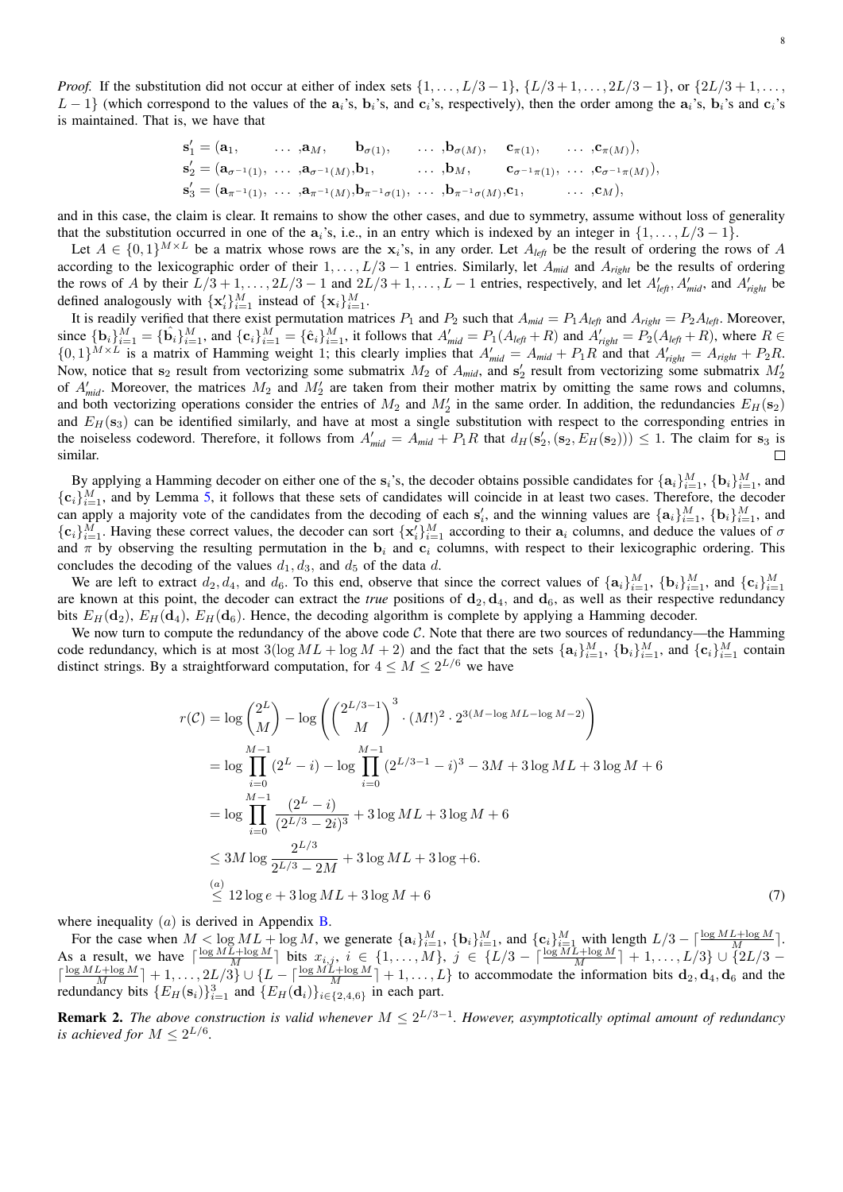*Proof.* If the substitution did not occur at either of index sets $\{1,\ldots,L/3-1\}$, $\{L/3+1,\ldots,2L/3-1\}$, or $\{2L/3+1,\ldots,L-1\}$ (which correspond to the values of the $\mathbf{a}_i$'s, $\mathbf{b}_i$'s, and $\mathbf{c}_i$'s, respectively), then the order among the $\mathbf{a}_i$'s, $\mathbf{b}_i$'s and $\mathbf{c}_i$'s is maintained. That is, we have that

$$\begin{aligned}
\mathbf{s}_1' &= (\mathbf{a}_1, \quad \ldots, \mathbf{a}_M, \quad \mathbf{b}_{\sigma(1)}, \quad \ldots, \mathbf{b}_{\sigma(M)}, \quad \mathbf{c}_{\pi(1)}, \quad \ldots, \mathbf{c}_{\pi(M)}),\\
\mathbf{s}_2' &= (\mathbf{a}_{\sigma^{-1}(1)}, \ldots, \mathbf{a}_{\sigma^{-1}(M)}, \mathbf{b}_1, \quad \ldots, \mathbf{b}_M, \quad \mathbf{c}_{\sigma^{-1}\pi(1)}, \ldots, \mathbf{c}_{\sigma^{-1}\pi(M)}),\\
\mathbf{s}_3' &= (\mathbf{a}_{\pi^{-1}(1)}, \ldots, \mathbf{a}_{\pi^{-1}(M)}, \mathbf{b}_{\pi^{-1}\sigma(1)}, \ldots, \mathbf{b}_{\pi^{-1}\sigma(M)}, \mathbf{c}_1, \quad \ldots, \mathbf{c}_M),
\end{aligned}$$

and in this case, the claim is clear. It remains to show the other cases, and due to symmetry, assume without loss of generality that the substitution occurred in one of the $\mathbf{a}_i$'s, i.e., in an entry which is indexed by an integer in $\{1,\ldots,L/3-1\}$.

Let $A\in\{0,1\}^{M\times L}$ be a matrix whose rows are the $\mathbf{x}_i$'s, in any order. Let $A_{left}$ be the result of ordering the rows of $A$ according to the lexicographic order of their $1,\ldots,L/3-1$ entries. Similarly, let $A_{mid}$ and $A_{right}$ be the results of ordering the rows of $A$ by their $L/3+1,\ldots,2L/3-1$ and $2L/3+1,\ldots,L-1$ entries, respectively, and let $A'_{left}$, $A'_{mid}$, and $A'_{right}$ be defined analogously with $\{\mathbf{x}_i'\}_{i=1}^M$ instead of $\{\mathbf{x}_i\}_{i=1}^M$.

It is readily verified that there exist permutation matrices $P_1$ and $P_2$ such that $A_{mid}=P_1A_{left}$ and $A_{right}=P_2A_{left}$. Moreover, since $\{\mathbf{b}_i\}_{i=1}^M=\{\hat{\mathbf{b}_i}\}_{i=1}^M$, and $\{\mathbf{c}_i\}_{i=1}^M=\{\hat{\mathbf{c}}_i\}_{i=1}^M$, it follows that $A'_{mid}=P_1(A_{left}+R)$ and $A'_{right}=P_2(A_{left}+R)$, where $R\in\{0,1\}^{M\times L}$ is a matrix of Hamming weight 1; this clearly implies that $A'_{mid}=A_{mid}+P_1R$ and that $A'_{right}=A_{right}+P_2R$. Now, notice that $\mathbf{s}_2$ result from vectorizing some submatrix $M_2$ of $A_{mid}$, and $\mathbf{s}_2'$ result from vectorizing some submatrix $M_2'$ of $A'_{mid}$. Moreover, the matrices $M_2$ and $M_2'$ are taken from their mother matrix by omitting the same rows and columns, and both vectorizing operations consider the entries of $M_2$ and $M_2'$ in the same order. In addition, the redundancies $E_H(\mathbf{s}_2)$ and $E_H(\mathbf{s}_3)$ can be identified similarly, and have at most a single substitution with respect to the corresponding entries in the noiseless codeword. Therefore, it follows from $A'_{mid}=A_{mid}+P_1R$ that $d_H(\mathbf{s}_2',(\mathbf{s}_2,E_H(\mathbf{s}_2)))\le 1$. The claim for $\mathbf{s}_3$ is similar. □

By applying a Hamming decoder on either one of the $\mathbf{s}_i$'s, the decoder obtains possible candidates for $\{\mathbf{a}_i\}_{i=1}^M$, $\{\mathbf{b}_i\}_{i=1}^M$, and $\{\mathbf{c}_i\}_{i=1}^M$, and by Lemma 5, it follows that these sets of candidates will coincide in at least two cases. Therefore, the decoder can apply a majority vote of the candidates from the decoding of each $\mathbf{s}_i'$, and the winning values are $\{\mathbf{a}_i\}_{i=1}^M$, $\{\mathbf{b}_i\}_{i=1}^M$, and $\{\mathbf{c}_i\}_{i=1}^M$. Having these correct values, the decoder can sort $\{\mathbf{x}_i'\}_{i=1}^M$ according to their $\mathbf{a}_i$ columns, and deduce the values of $\sigma$ and $\pi$ by observing the resulting permutation in the $\mathbf{b}_i$ and $\mathbf{c}_i$ columns, with respect to their lexicographic ordering. This concludes the decoding of the values $d_1,d_3$, and $d_5$ of the data $d$.

We are left to extract $d_2,d_4$, and $d_6$. To this end, observe that since the correct values of $\{\mathbf{a}_i\}_{i=1}^M$, $\{\mathbf{b}_i\}_{i=1}^M$, and $\{\mathbf{c}_i\}_{i=1}^M$ are known at this point, the decoder can extract the *true* positions of $\mathbf{d}_2,\mathbf{d}_4$, and $\mathbf{d}_6$, as well as their respective redundancy bits $E_H(\mathbf{d}_2)$, $E_H(\mathbf{d}_4)$, $E_H(\mathbf{d}_6)$. Hence, the decoding algorithm is complete by applying a Hamming decoder.

We now turn to compute the redundancy of the above code $\mathcal{C}$. Note that there are two sources of redundancy—the Hamming code redundancy, which is at most $3(\log ML+\log M+2)$ and the fact that the sets $\{\mathbf{a}_i\}_{i=1}^M$, $\{\mathbf{b}_i\}_{i=1}^M$, and $\{\mathbf{c}_i\}_{i=1}^M$ contain distinct strings. By a straightforward computation, for $4\le M\le 2^{L/6}$ we have

$$\begin{aligned}
r(\mathcal{C}) &= \log\binom{2^L}{M}-\log\left(\binom{2^{L/3-1}}{M}^3\cdot(M!)^2\cdot 2^{3(M-\log ML-\log M-2)}\right)\\
&=\log\prod_{i=0}^{M-1}(2^L-i)-\log\prod_{i=0}^{M-1}(2^{L/3-1}-i)^3-3M+3\log ML+3\log M+6\\
&=\log\prod_{i=0}^{M-1}\frac{(2^L-i)}{(2^{L/3}-2i)^3}+3\log ML+3\log M+6\\
&\le 3M\log\frac{2^{L/3}}{2^{L/3}-2M}+3\log ML+3\log+6.\\
&\overset{(a)}{\le} 12\log e+3\log ML+3\log M+6 \qquad (7)
\end{aligned}$$

where inequality $(a)$ is derived in Appendix B.

For the case when $M<\log ML+\log M$, we generate $\{\mathbf{a}_i\}_{i=1}^M$, $\{\mathbf{b}_i\}_{i=1}^M$, and $\{\mathbf{c}_i\}_{i=1}^M$ with length $L/3-\lceil\frac{\log ML+\log M}{M}\rceil$. As a result, we have $\lceil\frac{\log ML+\log M}{M}\rceil$ bits $x_{i,j}$, $i\in\{1,\ldots,M\}$, $j\in\{L/3-\lceil\frac{\log ML+\log M}{M}\rceil+1,\ldots,L/3\}\cup\{2L/3-\lceil\frac{\log ML+\log M}{M}\rceil+1,\ldots,2L/3\}\cup\{L-\lceil\frac{\log ML+\log M}{M}\rceil+1,\ldots,L\}$ to accommodate the information bits $\mathbf{d}_2,\mathbf{d}_4,\mathbf{d}_6$ and the redundancy bits $\{E_H(\mathbf{s}_i)\}_{i=1}^3$ and $\{E_H(\mathbf{d}_i)\}_{i\in\{2,4,6\}}$ in each part.

**Remark 2.** *The above construction is valid whenever $M\le 2^{L/3-1}$. However, asymptotically optimal amount of redundancy is achieved for $M\le 2^{L/6}$.*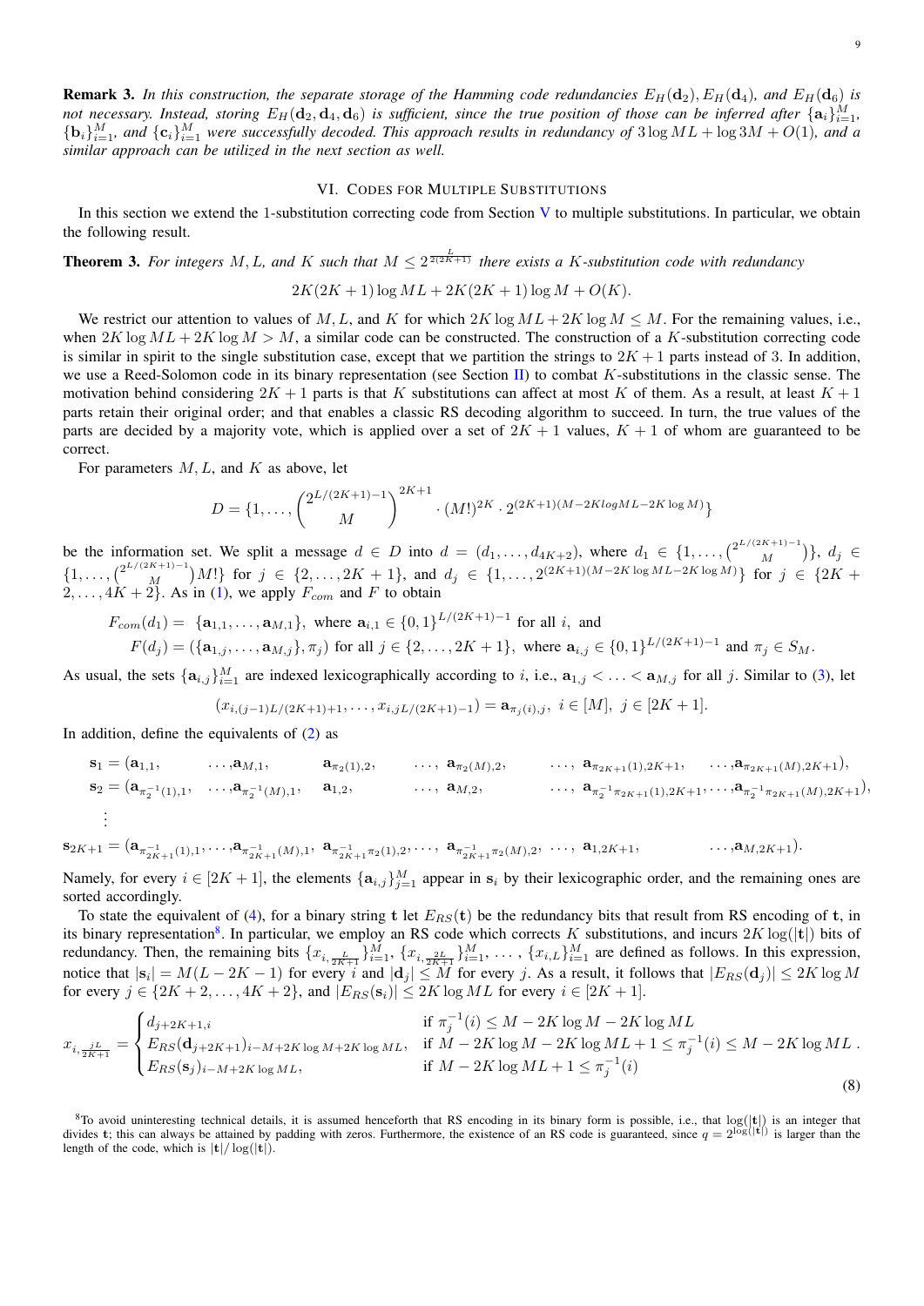**Remark 3.** *In this construction, the separate storage of the Hamming code redundancies $E_H(\mathbf{d}_2), E_H(\mathbf{d}_4)$, and $E_H(\mathbf{d}_6)$ is not necessary. Instead, storing $E_H(\mathbf{d}_2, \mathbf{d}_4, \mathbf{d}_6)$ is sufficient, since the true position of those can be inferred after $\{\mathbf{a}_i\}_{i=1}^M$, $\{\mathbf{b}_i\}_{i=1}^M$, and $\{\mathbf{c}_i\}_{i=1}^M$ were successfully decoded. This approach results in redundancy of $3\log ML + \log 3M + O(1)$, and a similar approach can be utilized in the next section as well.*

## VI. Codes for Multiple Substitutions

In this section we extend the 1-substitution correcting code from Section V to multiple substitutions. In particular, we obtain the following result.

**Theorem 3.** *For integers $M, L$, and $K$ such that $M \leq 2^{\frac{L}{2(2K+1)}}$ there exists a $K$-substitution code with redundancy*

$$2K(2K+1)\log ML + 2K(2K+1)\log M + O(K).$$

We restrict our attention to values of $M, L$, and $K$ for which $2K\log ML + 2K\log M \leq M$. For the remaining values, i.e., when $2K\log ML + 2K\log M > M$, a similar code can be constructed. The construction of a $K$-substitution correcting code is similar in spirit to the single substitution case, except that we partition the strings to $2K+1$ parts instead of 3. In addition, we use a Reed-Solomon code in its binary representation (see Section II) to combat $K$-substitutions in the classic sense. The motivation behind considering $2K+1$ parts is that $K$ substitutions can affect at most $K$ of them. As a result, at least $K+1$ parts retain their original order; and that enables a classic RS decoding algorithm to succeed. In turn, the true values of the parts are decided by a majority vote, which is applied over a set of $2K+1$ values, $K+1$ of whom are guaranteed to be correct.

For parameters $M, L$, and $K$ as above, let

$$D = \{1, \ldots, \binom{2^{L/(2K+1)-1}}{M}^{2K+1} \cdot (M!)^{2K} \cdot 2^{(2K+1)(M-2Klog ML-2K\log M)}\}$$

be the information set. We split a message $d \in D$ into $d = (d_1, \ldots, d_{4K+2})$, where $d_1 \in \{1, \ldots, \binom{2^{L/(2K+1)-1}}{M}\}$, $d_j \in \{1, \ldots, \binom{2^{L/(2K+1)-1}}{M} M!\}$ for $j \in \{2, \ldots, 2K+1\}$, and $d_j \in \{1, \ldots, 2^{(2K+1)(M-2K\log ML-2K\log M)}\}$ for $j \in \{2K+2, \ldots, 4K+2\}$. As in (1), we apply $F_{com}$ and $F$ to obtain

$$F_{com}(d_1) = \{\mathbf{a}_{1,1}, \ldots, \mathbf{a}_{M,1}\}, \text{ where } \mathbf{a}_{i,1} \in \{0,1\}^{L/(2K+1)-1} \text{ for all } i, \text{ and}$$
$$F(d_j) = (\{\mathbf{a}_{1,j}, \ldots, \mathbf{a}_{M,j}\}, \pi_j) \text{ for all } j \in \{2, \ldots, 2K+1\}, \text{ where } \mathbf{a}_{i,j} \in \{0,1\}^{L/(2K+1)-1} \text{ and } \pi_j \in S_M.$$

As usual, the sets $\{\mathbf{a}_{i,j}\}_{i=1}^M$ are indexed lexicographically according to $i$, i.e., $\mathbf{a}_{1,j} < \ldots < \mathbf{a}_{M,j}$ for all $j$. Similar to (3), let

$$(x_{i,(j-1)L/(2K+1)+1}, \ldots, x_{i,jL/(2K+1)-1}) = \mathbf{a}_{\pi_j(i),j}, \; i \in [M], \; j \in [2K+1].$$

In addition, define the equivalents of (2) as

$$\begin{aligned}
\mathbf{s}_1 &= (\mathbf{a}_{1,1}, \ldots, \mathbf{a}_{M,1}, \mathbf{a}_{\pi_2(1),2}, \ldots, \mathbf{a}_{\pi_2(M),2}, \ldots, \mathbf{a}_{\pi_{2K+1}(1),2K+1}, \ldots, \mathbf{a}_{\pi_{2K+1}(M),2K+1}),\\
\mathbf{s}_2 &= (\mathbf{a}_{\pi_2^{-1}(1),1}, \ldots, \mathbf{a}_{\pi_2^{-1}(M),1}, \mathbf{a}_{1,2}, \ldots, \mathbf{a}_{M,2}, \ldots, \mathbf{a}_{\pi_2^{-1}\pi_{2K+1}(1),2K+1}, \ldots, \mathbf{a}_{\pi_2^{-1}\pi_{2K+1}(M),2K+1}),\\
&\vdots\\
\mathbf{s}_{2K+1} &= (\mathbf{a}_{\pi_{2K+1}^{-1}(1),1}, \ldots, \mathbf{a}_{\pi_{2K+1}^{-1}(M),1}, \mathbf{a}_{\pi_{2K+1}^{-1}\pi_2(1),2}, \ldots, \mathbf{a}_{\pi_{2K+1}^{-1}\pi_2(M),2}, \ldots, \mathbf{a}_{1,2K+1}, \ldots, \mathbf{a}_{M,2K+1}).
\end{aligned}$$

Namely, for every $i \in [2K+1]$, the elements $\{\mathbf{a}_{i,j}\}_{j=1}^M$ appear in $\mathbf{s}_i$ by their lexicographic order, and the remaining ones are sorted accordingly.

To state the equivalent of (4), for a binary string $\mathbf{t}$ let $E_{RS}(\mathbf{t})$ be the redundancy bits that result from RS encoding of $\mathbf{t}$, in its binary representation[8]. In particular, we employ an RS code which corrects $K$ substitutions, and incurs $2K\log(|\mathbf{t}|)$ bits of redundancy. Then, the remaining bits $\{x_{i,\frac{L}{2K+1}}\}_{i=1}^M, \{x_{i,\frac{2L}{2K+1}}\}_{i=1}^M, \ldots, \{x_{i,L}\}_{i=1}^M$ are defined as follows. In this expression, notice that $|\mathbf{s}_i| = M(L-2K-1)$ for every $i$ and $|\mathbf{d}_j| \leq M$ for every $j$. As a result, it follows that $|E_{RS}(\mathbf{d}_j)| \leq 2K\log M$ for every $j \in \{2K+2, \ldots, 4K+2\}$, and $|E_{RS}(\mathbf{s}_i)| \leq 2K\log ML$ for every $i \in [2K+1]$.

$$x_{i,\frac{jL}{2K+1}} = \begin{cases} d_{j+2K+1,i} & \text{if } \pi_j^{-1}(i) \leq M - 2K\log M - 2K\log ML\\ E_{RS}(\mathbf{d}_{j+2K+1})_{i-M+2K\log M+2K\log ML}, & \text{if } M - 2K\log M - 2K\log ML + 1 \leq \pi_j^{-1}(i) \leq M - 2K\log ML\\ E_{RS}(\mathbf{s}_j)_{i-M+2K\log ML}, & \text{if } M - 2K\log ML + 1 \leq \pi_j^{-1}(i) \end{cases}. \tag{8}$$

[8] To avoid uninteresting technical details, it is assumed henceforth that RS encoding in its binary form is possible, i.e., that $\log(|\mathbf{t}|)$ is an integer that divides $\mathbf{t}$; this can always be attained by padding with zeros. Furthermore, the existence of an RS code is guaranteed, since $q = 2^{\log(|\mathbf{t}|)}$ is larger than the length of the code, which is $|\mathbf{t}|/\log(|\mathbf{t}|)$.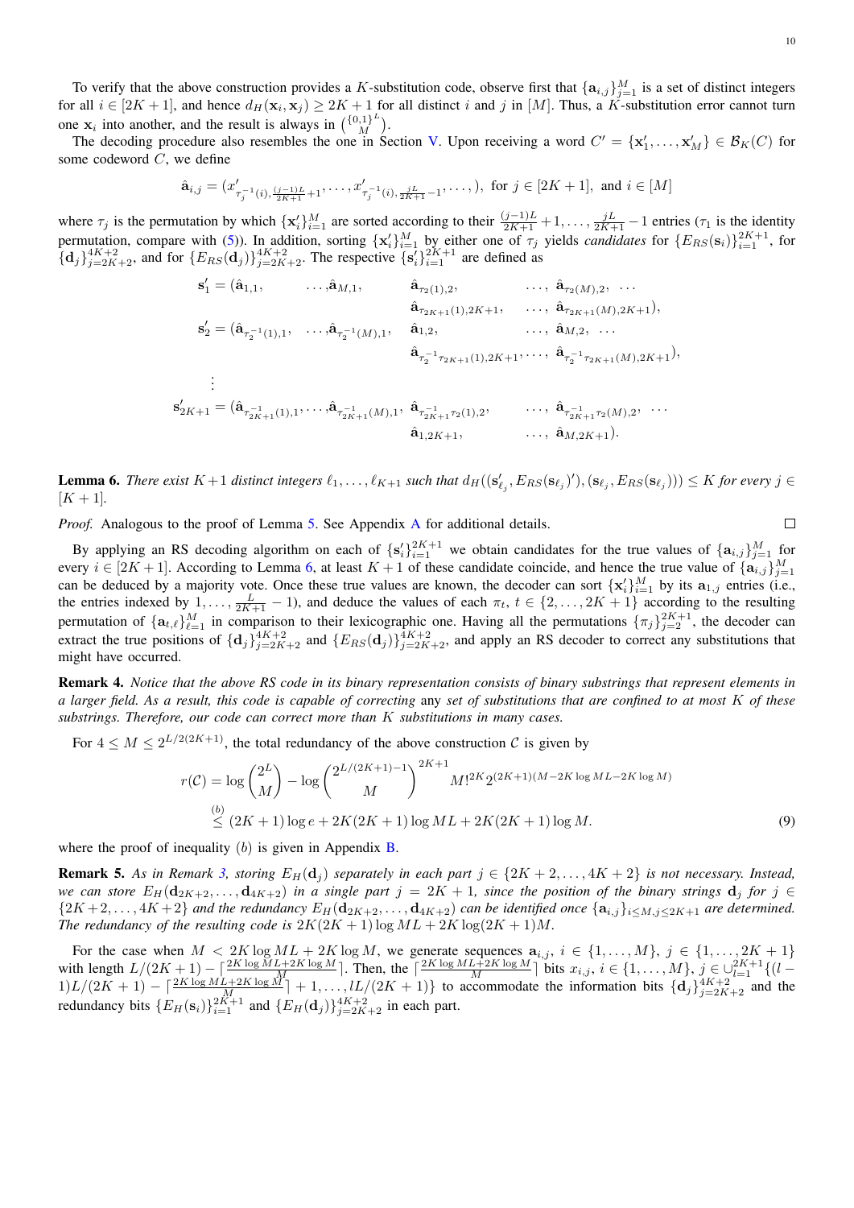To verify that the above construction provides a $K$-substitution code, observe first that $\{\mathbf{a}_{i,j}\}_{j=1}^{M}$ is a set of distinct integers for all $i \in [2K+1]$, and hence $d_H(\mathbf{x}_i, \mathbf{x}_j) \geq 2K+1$ for all distinct $i$ and $j$ in $[M]$. Thus, a $K$-substitution error cannot turn one $\mathbf{x}_i$ into another, and the result is always in $\binom{\{0,1\}^L}{M}$.

The decoding procedure also resembles the one in Section V. Upon receiving a word $C' = \{\mathbf{x}'_1, \ldots, \mathbf{x}'_M\} \in \mathcal{B}_K(C)$ for some codeword $C$, we define

$$\hat{\mathbf{a}}_{i,j} = (x'_{\tau_j^{-1}(i), \frac{(j-1)L}{2K+1}+1}, \ldots, x'_{\tau_j^{-1}(i), \frac{jL}{2K+1}-1}, \ldots,), \text{ for } j \in [2K+1], \text{ and } i \in [M]$$

where $\tau_j$ is the permutation by which $\{\mathbf{x}'_i\}_{i=1}^{M}$ are sorted according to their $\frac{(j-1)L}{2K+1}+1, \ldots, \frac{jL}{2K+1}-1$ entries ($\tau_1$ is the identity permutation, compare with (5)). In addition, sorting $\{\mathbf{x}'_i\}_{i=1}^{M}$ by either one of $\tau_j$ yields *candidates* for $\{E_{RS}(\mathbf{s}_i)\}_{i=1}^{2K+1}$, for $\{\mathbf{d}_j\}_{j=2K+2}^{4K+2}$, and for $\{E_{RS}(\mathbf{d}_j)\}_{j=2K+2}^{4K+2}$. The respective $\{\mathbf{s}'_i\}_{i=1}^{2K+1}$ are defined as

$$
\begin{aligned}
\mathbf{s}'_1 &= (\hat{\mathbf{a}}_{1,1}, \ldots, \hat{\mathbf{a}}_{M,1}, \quad \hat{\mathbf{a}}_{\tau_2(1),2}, \ldots, \hat{\mathbf{a}}_{\tau_2(M),2}, \ldots \\
&\qquad \hat{\mathbf{a}}_{\tau_{2K+1}(1),2K+1}, \ldots, \hat{\mathbf{a}}_{\tau_{2K+1}(M),2K+1}), \\
\mathbf{s}'_2 &= (\hat{\mathbf{a}}_{\tau_2^{-1}(1),1}, \ldots, \hat{\mathbf{a}}_{\tau_2^{-1}(M),1}, \quad \hat{\mathbf{a}}_{1,2}, \ldots, \hat{\mathbf{a}}_{M,2}, \ldots \\
&\qquad \hat{\mathbf{a}}_{\tau_2^{-1}\tau_{2K+1}(1),2K+1}, \ldots, \hat{\mathbf{a}}_{\tau_2^{-1}\tau_{2K+1}(M),2K+1}), \\
&\vdots \\
\mathbf{s}'_{2K+1} &= (\hat{\mathbf{a}}_{\tau_{2K+1}^{-1}(1),1}, \ldots, \hat{\mathbf{a}}_{\tau_{2K+1}^{-1}(M),1}, \quad \hat{\mathbf{a}}_{\tau_{2K+1}^{-1}\tau_2(1),2}, \ldots, \hat{\mathbf{a}}_{\tau_{2K+1}^{-1}\tau_2(M),2}, \ldots \\
&\qquad \hat{\mathbf{a}}_{1,2K+1}, \ldots, \hat{\mathbf{a}}_{M,2K+1}).
\end{aligned}
$$

**Lemma 6.** *There exist $K+1$ distinct integers $\ell_1, \ldots, \ell_{K+1}$ such that $d_H((\mathbf{s}'_{\ell_j}, E_{RS}(\mathbf{s}_{\ell_j})'), (\mathbf{s}_{\ell_j}, E_{RS}(\mathbf{s}_{\ell_j}))) \leq K$ for every $j \in [K+1]$.*

*Proof.* Analogous to the proof of Lemma 5. See Appendix A for additional details. ∎

By applying an RS decoding algorithm on each of $\{\mathbf{s}'_i\}_{i=1}^{2K+1}$ we obtain candidates for the true values of $\{\mathbf{a}_{i,j}\}_{j=1}^{M}$ for every $i \in [2K+1]$. According to Lemma 6, at least $K+1$ of these candidate coincide, and hence the true value of $\{\mathbf{a}_{i,j}\}_{j=1}^{M}$ can be deduced by a majority vote. Once these true values are known, the decoder can sort $\{\mathbf{x}'_i\}_{i=1}^{M}$ by its $\mathbf{a}_{1,j}$ entries (i.e., the entries indexed by $1, \ldots, \frac{L}{2K+1}-1$), and deduce the values of each $\pi_t$, $t \in \{2, \ldots, 2K+1\}$ according to the resulting permutation of $\{\mathbf{a}_{t,\ell}\}_{\ell=1}^{M}$ in comparison to their lexicographic one. Having all the permutations $\{\pi_j\}_{j=2}^{2K+1}$, the decoder can extract the true positions of $\{\mathbf{d}_j\}_{j=2K+2}^{4K+2}$ and $\{E_{RS}(\mathbf{d}_j)\}_{j=2K+2}^{4K+2}$, and apply an RS decoder to correct any substitutions that might have occurred.

**Remark 4.** *Notice that the above RS code in its binary representation consists of binary substrings that represent elements in a larger field. As a result, this code is capable of correcting* any *set of substitutions that are confined to at most $K$ of these substrings. Therefore, our code can correct more than $K$ substitutions in many cases.*

For $4 \leq M \leq 2^{L/2(2K+1)}$, the total redundancy of the above construction $\mathcal{C}$ is given by

$$
\begin{aligned}
r(\mathcal{C}) &= \log \binom{2^L}{M} - \log \binom{2^{L/(2K+1)-1}}{M}^{2K+1} M!^{2K} 2^{(2K+1)(M-2K\log ML-2K\log M)} \\
&\overset{(b)}{\leq} (2K+1)\log e + 2K(2K+1)\log ML + 2K(2K+1)\log M. \qquad (9)
\end{aligned}
$$

where the proof of inequality $(b)$ is given in Appendix B.

**Remark 5.** *As in Remark 3, storing $E_H(\mathbf{d}_j)$ separately in each part $j \in \{2K+2, \ldots, 4K+2\}$ is not necessary. Instead, we can store $E_H(\mathbf{d}_{2K+2}, \ldots, \mathbf{d}_{4K+2})$ in a single part $j = 2K+1$, since the position of the binary strings $\mathbf{d}_j$ for $j \in \{2K+2, \ldots, 4K+2\}$ and the redundancy $E_H(\mathbf{d}_{2K+2}, \ldots, \mathbf{d}_{4K+2})$ can be identified once $\{\mathbf{a}_{i,j}\}_{i \leq M, j \leq 2K+1}$ are determined. The redundancy of the resulting code is $2K(2K+1)\log ML + 2K\log(2K+1)M$.*

For the case when $M < 2K\log ML + 2K\log M$, we generate sequences $\mathbf{a}_{i,j}$, $i \in \{1, \ldots, M\}$, $j \in \{1, \ldots, 2K+1\}$ with length $L/(2K+1) - \lceil \frac{2K\log ML + 2K\log M}{M} \rceil$. Then, the $\lceil \frac{2K\log ML + 2K\log M}{M} \rceil$ bits $x_{i,j}$, $i \in \{1, \ldots, M\}$, $j \in \cup_{l=1}^{2K+1}\{(l-1)L/(2K+1) - \lceil \frac{2K\log ML + 2K\log M}{M} \rceil + 1, \ldots, lL/(2K+1)\}$ to accommodate the information bits $\{\mathbf{d}_j\}_{j=2K+2}^{4K+2}$ and the redundancy bits $\{E_H(\mathbf{s}_i)\}_{i=1}^{2K+1}$ and $\{E_H(\mathbf{d}_j)\}_{j=2K+2}^{4K+2}$ in each part.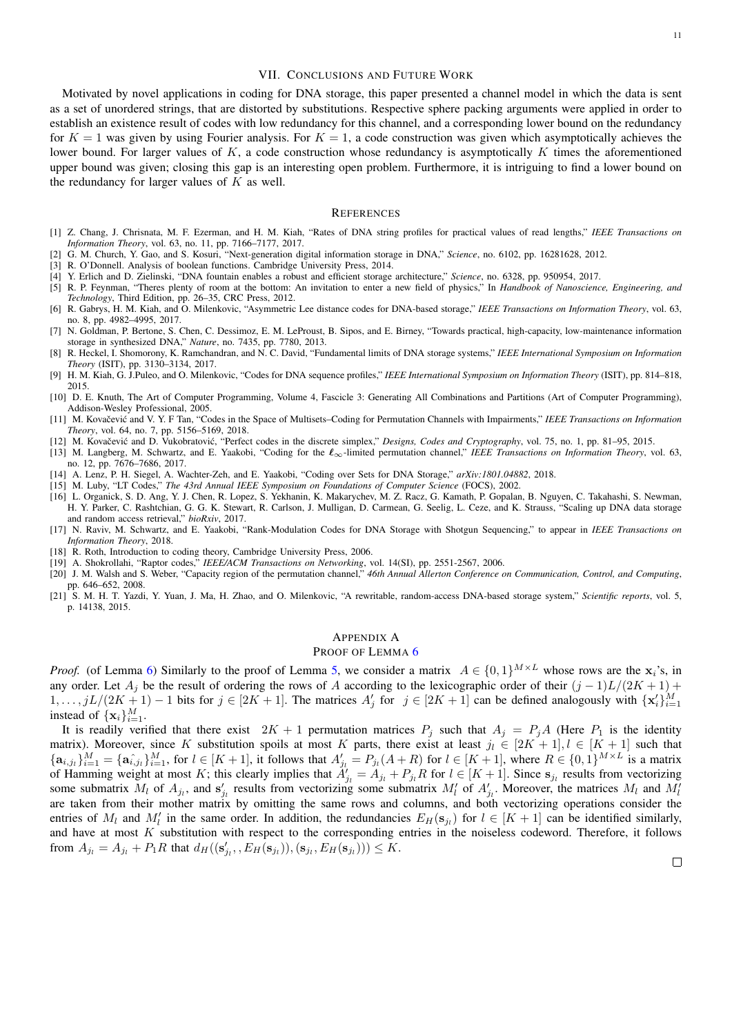## VII. Conclusions and Future Work

Motivated by novel applications in coding for DNA storage, this paper presented a channel model in which the data is sent as a set of unordered strings, that are distorted by substitutions. Respective sphere packing arguments were applied in order to establish an existence result of codes with low redundancy for this channel, and a corresponding lower bound on the redundancy for $K = 1$ was given by using Fourier analysis. For $K = 1$, a code construction was given which asymptotically achieves the lower bound. For larger values of $K$, a code construction whose redundancy is asymptotically $K$ times the aforementioned upper bound was given; closing this gap is an interesting open problem. Furthermore, it is intriguing to find a lower bound on the redundancy for larger values of $K$ as well.

## References

[1] Z. Chang, J. Chrisnata, M. F. Ezerman, and H. M. Kiah, "Rates of DNA string profiles for practical values of read lengths," *IEEE Transactions on Information Theory*, vol. 63, no. 11, pp. 7166–7177, 2017.

[2] G. M. Church, Y. Gao, and S. Kosuri, "Next-generation digital information storage in DNA," *Science*, no. 6102, pp. 16281628, 2012.

[3] R. O'Donnell. Analysis of boolean functions. Cambridge University Press, 2014.

[4] Y. Erlich and D. Zielinski, "DNA fountain enables a robust and efficient storage architecture," *Science*, no. 6328, pp. 950954, 2017.

[5] R. P. Feynman, "Theres plenty of room at the bottom: An invitation to enter a new field of physics," In *Handbook of Nanoscience, Engineering, and Technology*, Third Edition, pp. 26–35, CRC Press, 2012.

[6] R. Gabrys, H. M. Kiah, and O. Milenkovic, "Asymmetric Lee distance codes for DNA-based storage," *IEEE Transactions on Information Theory*, vol. 63, no. 8, pp. 4982–4995, 2017.

[7] N. Goldman, P. Bertone, S. Chen, C. Dessimoz, E. M. LeProust, B. Sipos, and E. Birney, "Towards practical, high-capacity, low-maintenance information storage in synthesized DNA," *Nature*, no. 7435, pp. 7780, 2013.

[8] R. Heckel, I. Shomorony, K. Ramchandran, and N. C. David, "Fundamental limits of DNA storage systems," *IEEE International Symposium on Information Theory* (ISIT), pp. 3130–3134, 2017.

[9] H. M. Kiah, G. J.Puleo, and O. Milenkovic, "Codes for DNA sequence profiles," *IEEE International Symposium on Information Theory* (ISIT), pp. 814–818, 2015.

[10] D. E. Knuth, The Art of Computer Programming, Volume 4, Fascicle 3: Generating All Combinations and Partitions (Art of Computer Programming), Addison-Wesley Professional, 2005.

[11] M. Kovačević and V. Y. F Tan, "Codes in the Space of Multisets–Coding for Permutation Channels with Impairments," *IEEE Transactions on Information Theory*, vol. 64, no. 7, pp. 5156–5169, 2018.

[12] M. Kovačević and D. Vukobratović, "Perfect codes in the discrete simplex," *Designs, Codes and Cryptography*, vol. 75, no. 1, pp. 81–95, 2015.

[13] M. Langberg, M. Schwartz, and E. Yaakobi, "Coding for the $\boldsymbol{\ell}_\infty$-limited permutation channel," *IEEE Transactions on Information Theory*, vol. 63, no. 12, pp. 7676–7686, 2017.

[14] A. Lenz, P. H. Siegel, A. Wachter-Zeh, and E. Yaakobi, "Coding over Sets for DNA Storage," *arXiv:1801.04882*, 2018.

[15] M. Luby, "LT Codes," *The 43rd Annual IEEE Symposium on Foundations of Computer Science* (FOCS), 2002.

[16] L. Organick, S. D. Ang, Y. J. Chen, R. Lopez, S. Yekhanin, K. Makarychev, M. Z. Racz, G. Kamath, P. Gopalan, B. Nguyen, C. Takahashi, S. Newman, H. Y. Parker, C. Rashtchian, G. G. K. Stewart, R. Carlson, J. Mulligan, D. Carmean, G. Seelig, L. Ceze, and K. Strauss, "Scaling up DNA data storage and random access retrieval," *bioRxiv*, 2017.

[17] N. Raviv, M. Schwartz, and E. Yaakobi, "Rank-Modulation Codes for DNA Storage with Shotgun Sequencing," to appear in *IEEE Transactions on Information Theory*, 2018.

[18] R. Roth, Introduction to coding theory, Cambridge University Press, 2006.

[19] A. Shokrollahi, "Raptor codes," *IEEE/ACM Transactions on Networking*, vol. 14(SI), pp. 2551-2567, 2006.

[20] J. M. Walsh and S. Weber, "Capacity region of the permutation channel," *46th Annual Allerton Conference on Communication, Control, and Computing*, pp. 646–652, 2008.

[21] S. M. H. T. Yazdi, Y. Yuan, J. Ma, H. Zhao, and O. Milenkovic, "A rewritable, random-access DNA-based storage system," *Scientific reports*, vol. 5, p. 14138, 2015.

## Appendix A
## Proof of Lemma 6

*Proof.* (of Lemma 6) Similarly to the proof of Lemma 5, we consider a matrix $A \in \{0,1\}^{M\times L}$ whose rows are the $\mathbf{x}_i$'s, in any order. Let $A_j$ be the result of ordering the rows of $A$ according to the lexicographic order of their $(j-1)L/(2K+1)+1,\ldots,jL/(2K+1)-1$ bits for $j\in[2K+1]$. The matrices $A_j'$ for $j\in[2K+1]$ can be defined analogously with $\{\mathbf{x}_i'\}_{i=1}^M$ instead of $\{\mathbf{x}_i\}_{i=1}^M$.

It is readily verified that there exist $2K+1$ permutation matrices $P_j$ such that $A_j = P_jA$ (Here $P_1$ is the identity matrix). Moreover, since $K$ substitution spoils at most $K$ parts, there exist at least $j_l\in[2K+1], l\in[K+1]$ such that $\{\mathbf{a}_{i,j_l}\}_{i=1}^M = \{\hat{\mathbf{a}_{i,j_l}}\}_{i=1}^M$, for $l\in[K+1]$, it follows that $A_{j_l}' = P_{j_l}(A+R)$ for $l\in[K+1]$, where $R\in\{0,1\}^{M\times L}$ is a matrix of Hamming weight at most $K$; this clearly implies that $A_{j_l}' = A_{j_l} + P_{j_l}R$ for $l\in[K+1]$. Since $\mathbf{s}_{j_l}$ results from vectorizing some submatrix $M_l$ of $A_{j_l}$, and $\mathbf{s}_{j_l}'$ results from vectorizing some submatrix $M_l'$ of $A_{j_l}'$. Moreover, the matrices $M_l$ and $M_l'$ are taken from their mother matrix by omitting the same rows and columns, and both vectorizing operations consider the entries of $M_l$ and $M_l'$ in the same order. In addition, the redundancies $E_H(\mathbf{s}_{j_l})$ for $l\in[K+1]$ can be identified similarly, and have at most $K$ substitution with respect to the corresponding entries in the noiseless codeword. Therefore, it follows from $A_{j_l} = A_{j_l} + P_1R$ that $d_H((\mathbf{s}_{j_l}',, E_H(\mathbf{s}_{j_l})), (\mathbf{s}_{j_l}, E_H(\mathbf{s}_{j_l}))) \le K$.

□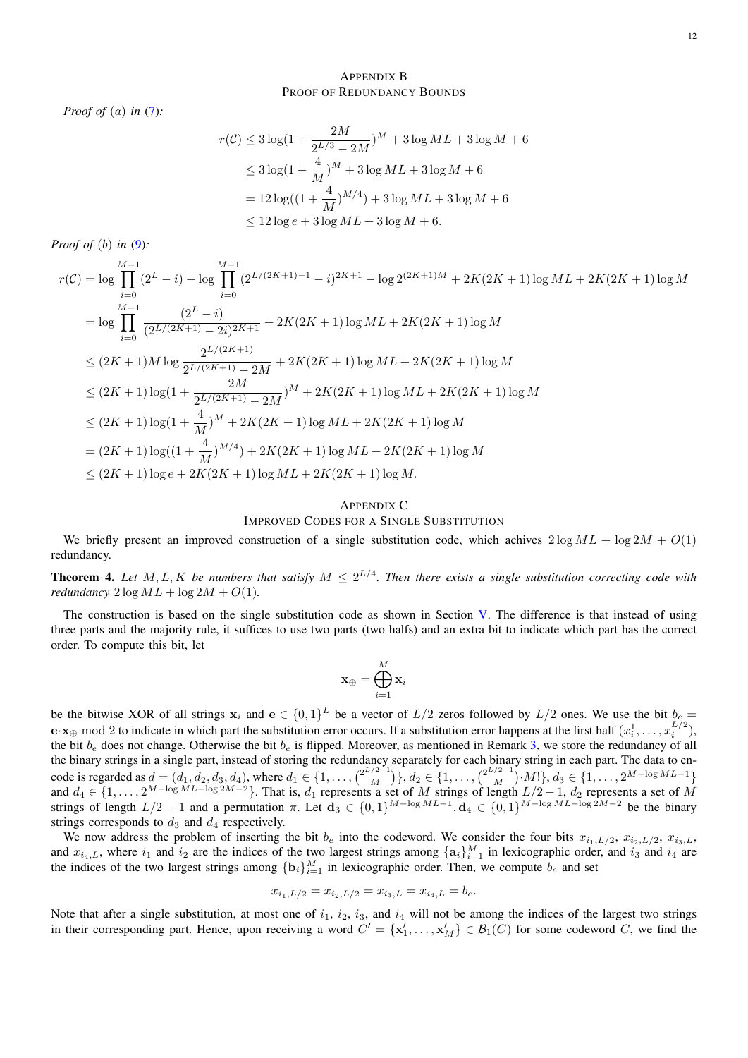## Appendix B
## Proof of Redundancy Bounds

*Proof of (a) in (7):*

$$
\begin{aligned}
r(\mathcal{C}) &\leq 3\log(1+\frac{2M}{2^{L/3}-2M})^M + 3\log ML + 3\log M + 6 \\
&\leq 3\log(1+\frac{4}{M})^M + 3\log ML + 3\log M + 6 \\
&= 12\log((1+\frac{4}{M})^{M/4}) + 3\log ML + 3\log M + 6 \\
&\leq 12\log e + 3\log ML + 3\log M + 6.
\end{aligned}
$$

*Proof of (b) in (9):*

$$
\begin{aligned}
r(\mathcal{C}) &= \log\prod_{i=0}^{M-1}(2^L - i) - \log\prod_{i=0}^{M-1}(2^{L/(2K+1)-1}-i)^{2K+1} - \log 2^{(2K+1)M} + 2K(2K+1)\log ML + 2K(2K+1)\log M \\
&= \log\prod_{i=0}^{M-1}\frac{(2^L-i)}{(2^{L/(2K+1)}-2i)^{2K+1}} + 2K(2K+1)\log ML + 2K(2K+1)\log M \\
&\leq (2K+1)M\log\frac{2^{L/(2K+1)}}{2^{L/(2K+1)}-2M} + 2K(2K+1)\log ML + 2K(2K+1)\log M \\
&\leq (2K+1)\log(1+\frac{2M}{2^{L/(2K+1)}-2M})^M + 2K(2K+1)\log ML + 2K(2K+1)\log M \\
&\leq (2K+1)\log(1+\frac{4}{M})^M + 2K(2K+1)\log ML + 2K(2K+1)\log M \\
&= (2K+1)\log((1+\frac{4}{M})^{M/4}) + 2K(2K+1)\log ML + 2K(2K+1)\log M \\
&\leq (2K+1)\log e + 2K(2K+1)\log ML + 2K(2K+1)\log M.
\end{aligned}
$$

## Appendix C
## Improved Codes for a Single Substitution

We briefly present an improved construction of a single substitution code, which achieves $2\log ML + \log 2M + O(1)$ redundancy.

**Theorem 4.** *Let $M, L, K$ be numbers that satisfy $M \leq 2^{L/4}$. Then there exists a single substitution correcting code with redundancy $2\log ML + \log 2M + O(1)$.*

The construction is based on the single substitution code as shown in Section V. The difference is that instead of using three parts and the majority rule, it suffices to use two parts (two halfs) and an extra bit to indicate which part has the correct order. To compute this bit, let

$$
\mathbf{x}_\oplus = \bigoplus_{i=1}^{M}\mathbf{x}_i
$$

be the bitwise XOR of all strings $\mathbf{x}_i$ and $\mathbf{e} \in \{0,1\}^L$ be a vector of $L/2$ zeros followed by $L/2$ ones. We use the bit $b_e = \mathbf{e}\cdot\mathbf{x}_\oplus \bmod 2$ to indicate in which part the substitution error occurs. If a substitution error happens at the first half $(x_i^1, \ldots, x_i^{L/2})$, the bit $b_e$ does not change. Otherwise the bit $b_e$ is flipped. Moreover, as mentioned in Remark 3, we store the redundancy of all the binary strings in a single part, instead of storing the redundancy separately for each binary string in each part. The data to encode is regarded as $d = (d_1, d_2, d_3, d_4)$, where $d_1 \in \{1, \ldots, \binom{2^{L/2-1}}{M}\}$, $d_2 \in \{1, \ldots, \binom{2^{L/2-1}}{M}\cdot M!\}$, $d_3 \in \{1, \ldots, 2^{M-\log ML-1}\}$ and $d_4 \in \{1, \ldots, 2^{M-\log ML-\log 2M-2}\}$. That is, $d_1$ represents a set of $M$ strings of length $L/2-1$, $d_2$ represents a set of $M$ strings of length $L/2-1$ and a permutation $\pi$. Let $\mathbf{d}_3 \in \{0,1\}^{M-\log ML-1}, \mathbf{d}_4 \in \{0,1\}^{M-\log ML-\log 2M-2}$ be the binary strings corresponds to $d_3$ and $d_4$ respectively.

We now address the problem of inserting the bit $b_e$ into the codeword. We consider the four bits $x_{i_1,L/2}$, $x_{i_2,L/2}$, $x_{i_3,L}$, and $x_{i_4,L}$, where $i_1$ and $i_2$ are the indices of the two largest strings among $\{\mathbf{a}_i\}_{i=1}^M$ in lexicographic order, and $i_3$ and $i_4$ are the indices of the two largest strings among $\{\mathbf{b}_i\}_{i=1}^M$ in lexicographic order. Then, we compute $b_e$ and set

$$
x_{i_1,L/2} = x_{i_2,L/2} = x_{i_3,L} = x_{i_4,L} = b_e.
$$

Note that after a single substitution, at most one of $i_1$, $i_2$, $i_3$, and $i_4$ will not be among the indices of the largest two strings in their corresponding part. Hence, upon receiving a word $C' = \{\mathbf{x}_1', \ldots, \mathbf{x}_M'\} \in \mathcal{B}_1(C)$ for some codeword $C$, we find the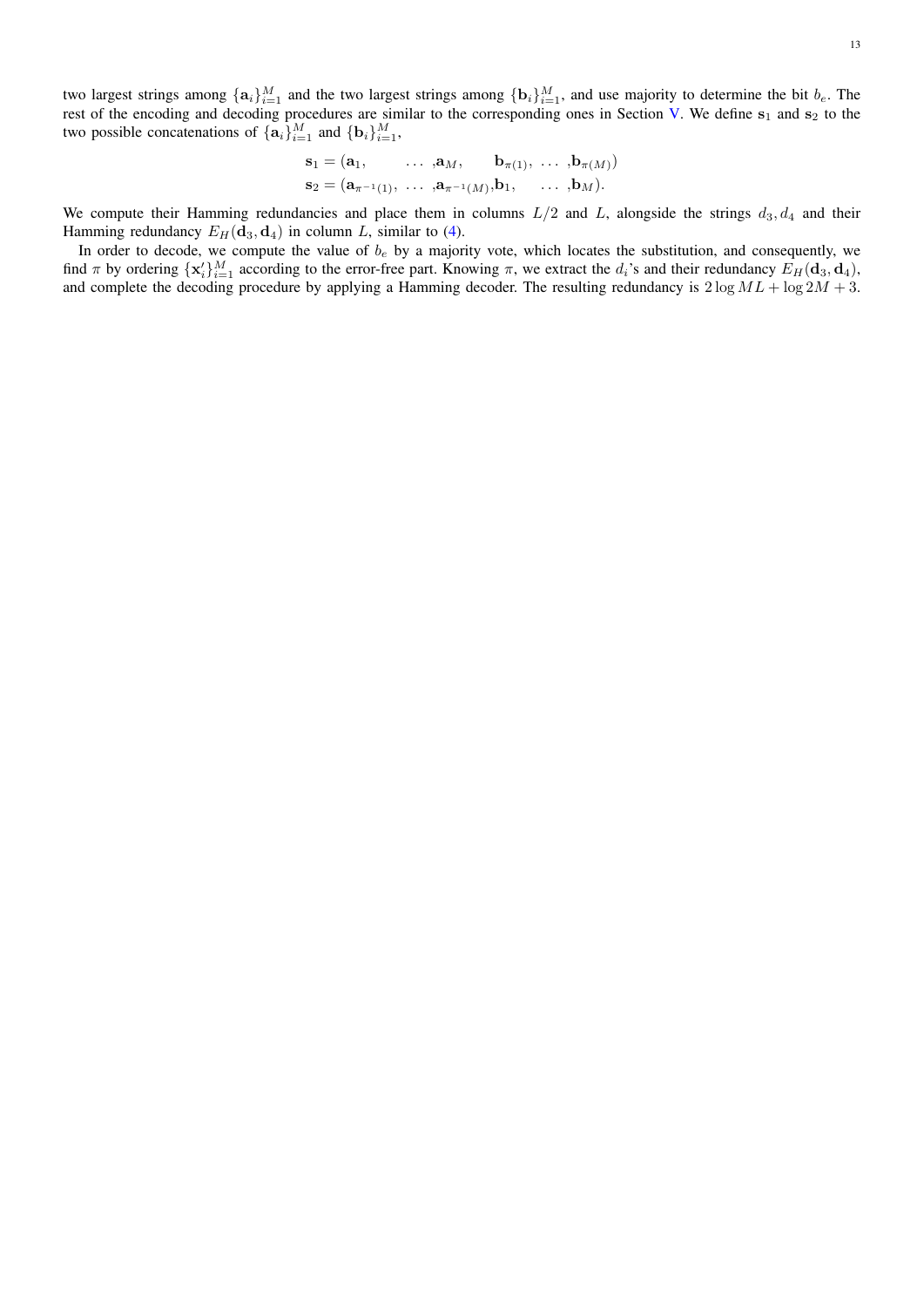two largest strings among $\{\mathbf{a}_i\}_{i=1}^M$ and the two largest strings among $\{\mathbf{b}_i\}_{i=1}^M$, and use majority to determine the bit $b_e$. The rest of the encoding and decoding procedures are similar to the corresponding ones in Section V. We define $\mathbf{s}_1$ and $\mathbf{s}_2$ to the two possible concatenations of $\{\mathbf{a}_i\}_{i=1}^M$ and $\{\mathbf{b}_i\}_{i=1}^M$,

$$\mathbf{s}_1 = (\mathbf{a}_1, \quad \ldots \ ,\mathbf{a}_M, \quad \mathbf{b}_{\pi(1)}, \ \ldots \ ,\mathbf{b}_{\pi(M)})$$
$$\mathbf{s}_2 = (\mathbf{a}_{\pi^{-1}(1)}, \ \ldots \ ,\mathbf{a}_{\pi^{-1}(M)}, \mathbf{b}_1, \quad \ldots \ ,\mathbf{b}_M).$$

We compute their Hamming redundancies and place them in columns $L/2$ and $L$, alongside the strings $d_3, d_4$ and their Hamming redundancy $E_H(\mathbf{d}_3, \mathbf{d}_4)$ in column $L$, similar to (4).

In order to decode, we compute the value of $b_e$ by a majority vote, which locates the substitution, and consequently, we find $\pi$ by ordering $\{\mathbf{x}'_i\}_{i=1}^M$ according to the error-free part. Knowing $\pi$, we extract the $d_i$'s and their redundancy $E_H(\mathbf{d}_3, \mathbf{d}_4)$, and complete the decoding procedure by applying a Hamming decoder. The resulting redundancy is $2 \log ML + \log 2M + 3$.